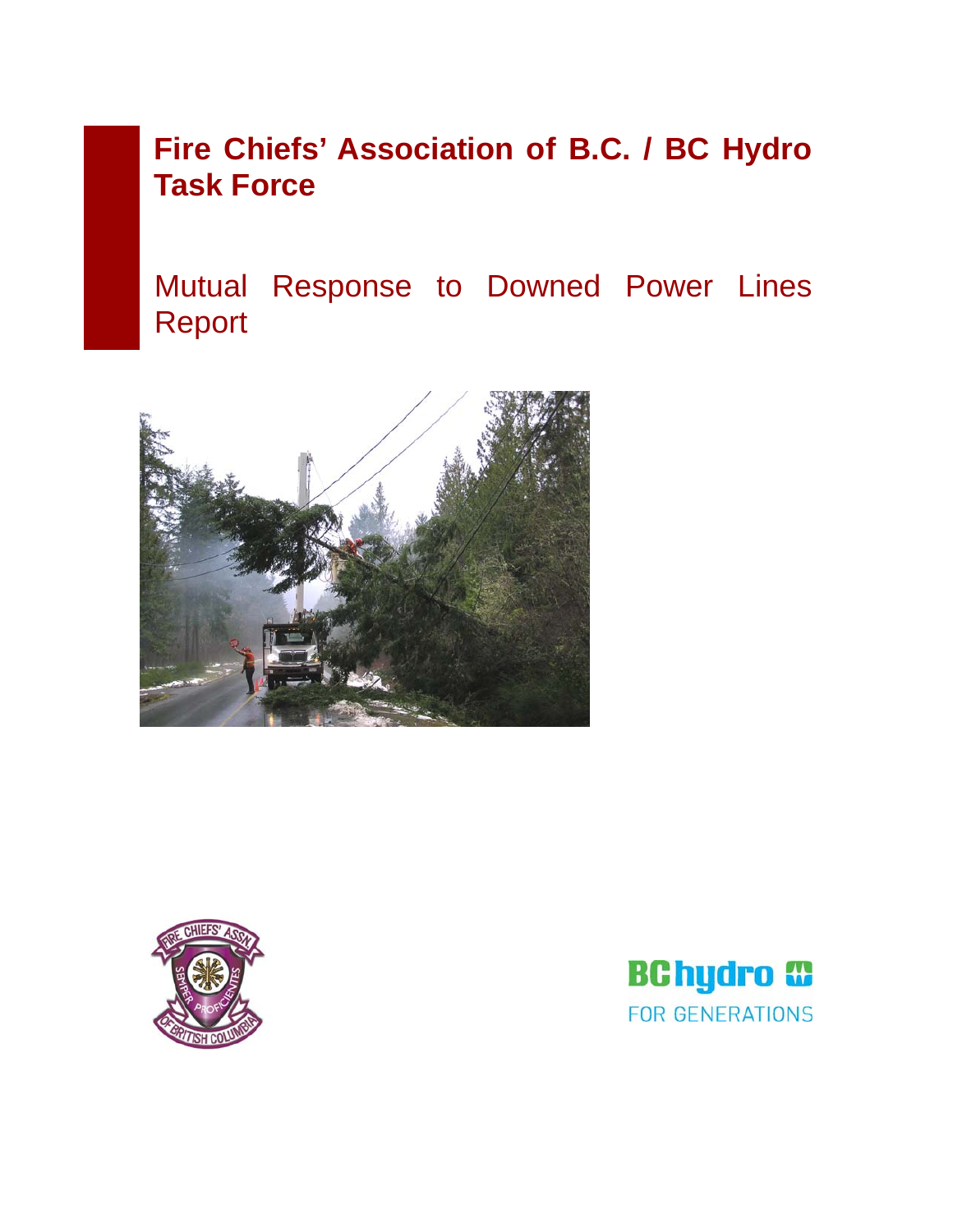# Fire Chiefs' Association of B.C. / BC Hydro Task Force

## Mutual Response to Downed Power Lines Report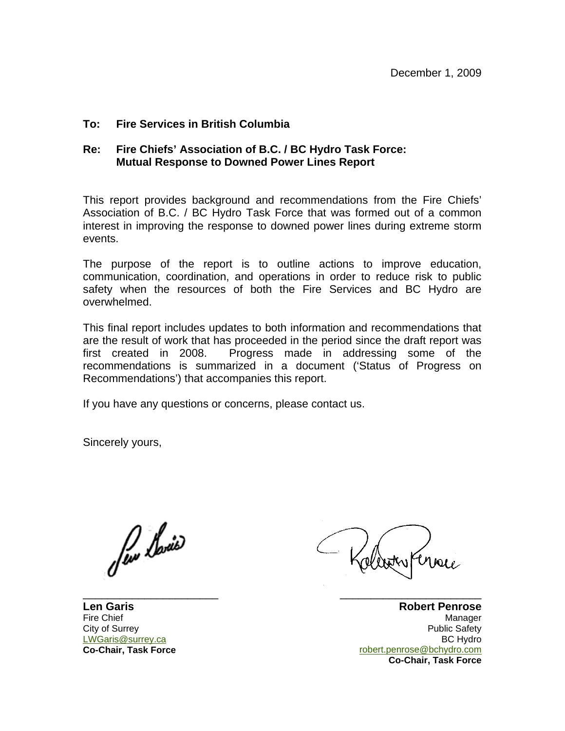December 1, 2009

**To: Fire Services in British Columbia**

**Re: Fire Chiefs' Association of B.C. / BC Hydro Task Force: Mutual Response to Downed Power Lines Report**

This report provides background and recommendations from the Fire Chiefs' Association of B.C. / BC Hydro Task Force that was formed out of a common interest in improving the response to downed power lines during extreme storm events.

The purpose of the report is to outline actions to improve education, communication, coordination, and operations in order to reduce risk to public safety when the resources of both the Fire Services and BC Hydro are overwhelmed.

This final report includes updates to both information and recommendations that are the result of work that has proceeded in the period since the draft report was first created in 2008. Progress made in addressing some of the recommendations is summarized in a document ('Status of Progress on Recommendations') that accompanies this report.

If you have any questions or concerns, please contact us.

Sincerely yours,

**Len Garis**
Fire Chief
City of Surrey
LWGaris@surrey.ca
**Co-Chair, Task Force**

**Robert Penrose**
Manager
Public Safety
BC Hydro
robert.penrose@bchydro.com
**Co-Chair, Task Force**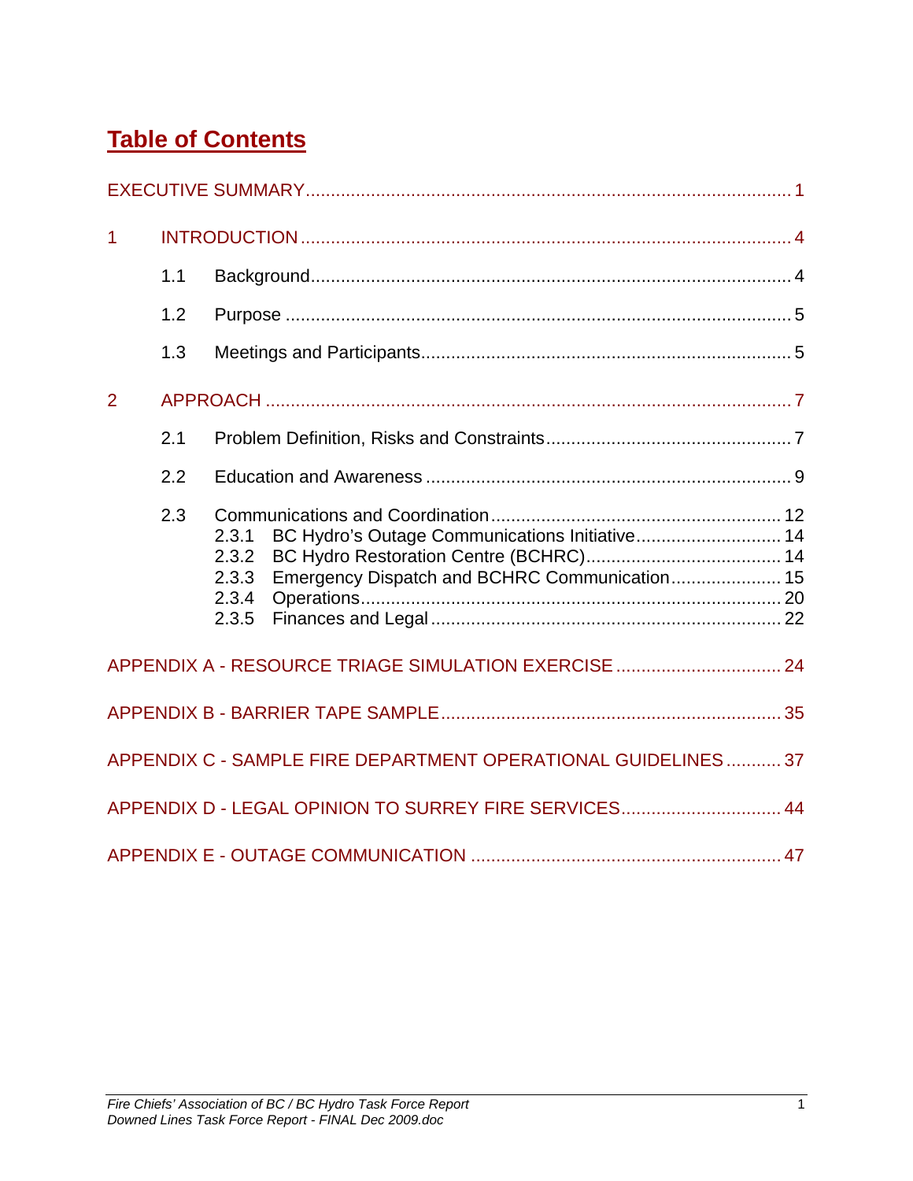# Table of Contents

EXECUTIVE SUMMARY ........ 1

1 INTRODUCTION ........ 4

- 1.1 Background ........ 4
- 1.2 Purpose ........ 5
- 1.3 Meetings and Participants ........ 5

2 APPROACH ........ 7

- 2.1 Problem Definition, Risks and Constraints ........ 7
- 2.2 Education and Awareness ........ 9
- 2.3 Communications and Coordination ........ 12
  - 2.3.1 BC Hydro's Outage Communications Initiative ........ 14
  - 2.3.2 BC Hydro Restoration Centre (BCHRC) ........ 14
  - 2.3.3 Emergency Dispatch and BCHRC Communication ........ 15
  - 2.3.4 Operations ........ 20
  - 2.3.5 Finances and Legal ........ 22

APPENDIX A - RESOURCE TRIAGE SIMULATION EXERCISE ........ 24

APPENDIX B - BARRIER TAPE SAMPLE ........ 35

APPENDIX C - SAMPLE FIRE DEPARTMENT OPERATIONAL GUIDELINES ........ 37

APPENDIX D - LEGAL OPINION TO SURREY FIRE SERVICES ........ 44

APPENDIX E - OUTAGE COMMUNICATION ........ 47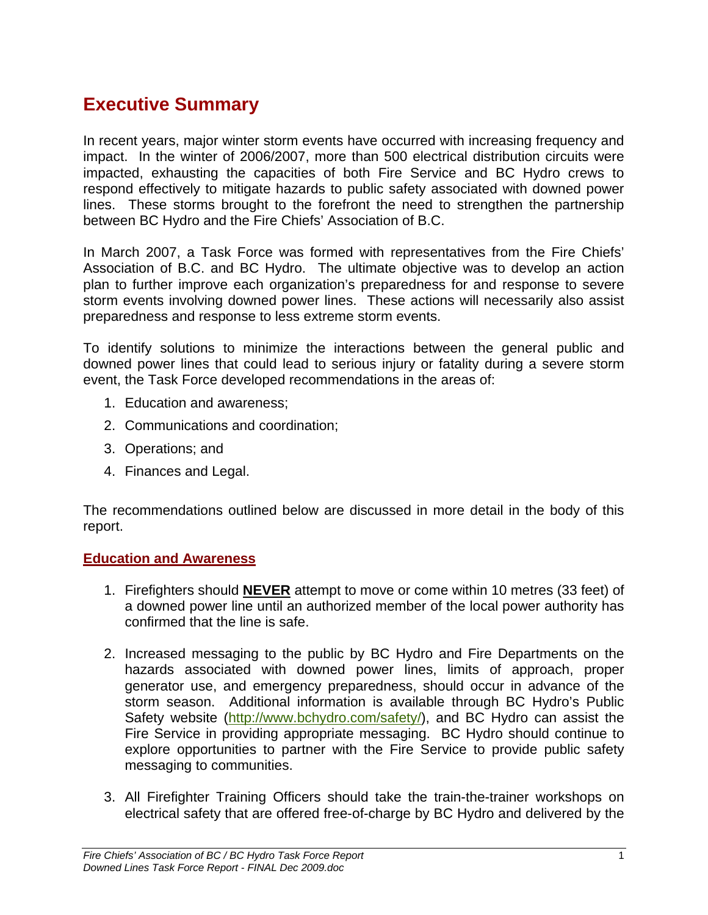# Executive Summary

In recent years, major winter storm events have occurred with increasing frequency and impact. In the winter of 2006/2007, more than 500 electrical distribution circuits were impacted, exhausting the capacities of both Fire Service and BC Hydro crews to respond effectively to mitigate hazards to public safety associated with downed power lines. These storms brought to the forefront the need to strengthen the partnership between BC Hydro and the Fire Chiefs' Association of B.C.

In March 2007, a Task Force was formed with representatives from the Fire Chiefs' Association of B.C. and BC Hydro. The ultimate objective was to develop an action plan to further improve each organization's preparedness for and response to severe storm events involving downed power lines. These actions will necessarily also assist preparedness and response to less extreme storm events.

To identify solutions to minimize the interactions between the general public and downed power lines that could lead to serious injury or fatality during a severe storm event, the Task Force developed recommendations in the areas of:

1. Education and awareness;
2. Communications and coordination;
3. Operations; and
4. Finances and Legal.

The recommendations outlined below are discussed in more detail in the body of this report.

## Education and Awareness

1. Firefighters should **NEVER** attempt to move or come within 10 metres (33 feet) of a downed power line until an authorized member of the local power authority has confirmed that the line is safe.

2. Increased messaging to the public by BC Hydro and Fire Departments on the hazards associated with downed power lines, limits of approach, proper generator use, and emergency preparedness, should occur in advance of the storm season. Additional information is available through BC Hydro's Public Safety website (http://www.bchydro.com/safety/), and BC Hydro can assist the Fire Service in providing appropriate messaging. BC Hydro should continue to explore opportunities to partner with the Fire Service to provide public safety messaging to communities.

3. All Firefighter Training Officers should take the train-the-trainer workshops on electrical safety that are offered free-of-charge by BC Hydro and delivered by the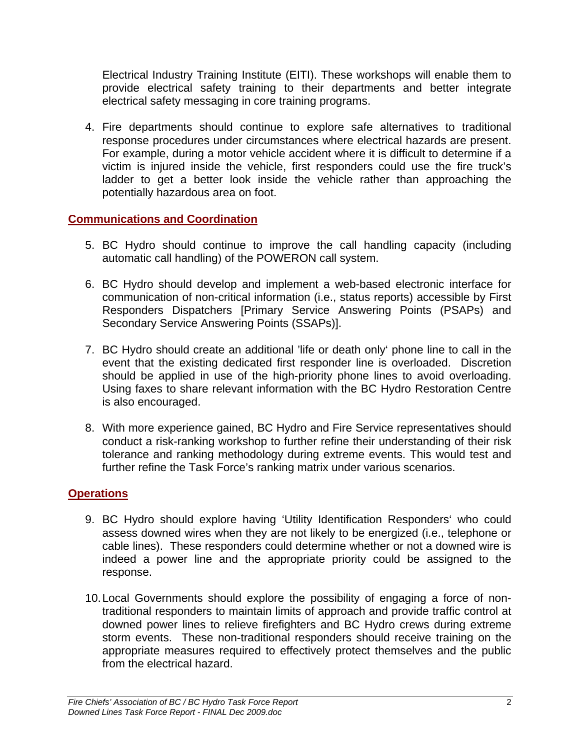Electrical Industry Training Institute (EITI). These workshops will enable them to provide electrical safety training to their departments and better integrate electrical safety messaging in core training programs.

4. Fire departments should continue to explore safe alternatives to traditional response procedures under circumstances where electrical hazards are present. For example, during a motor vehicle accident where it is difficult to determine if a victim is injured inside the vehicle, first responders could use the fire truck's ladder to get a better look inside the vehicle rather than approaching the potentially hazardous area on foot.

## Communications and Coordination

5. BC Hydro should continue to improve the call handling capacity (including automatic call handling) of the POWERON call system.

6. BC Hydro should develop and implement a web-based electronic interface for communication of non-critical information (i.e., status reports) accessible by First Responders Dispatchers [Primary Service Answering Points (PSAPs) and Secondary Service Answering Points (SSAPs)].

7. BC Hydro should create an additional 'life or death only' phone line to call in the event that the existing dedicated first responder line is overloaded. Discretion should be applied in use of the high-priority phone lines to avoid overloading. Using faxes to share relevant information with the BC Hydro Restoration Centre is also encouraged.

8. With more experience gained, BC Hydro and Fire Service representatives should conduct a risk-ranking workshop to further refine their understanding of their risk tolerance and ranking methodology during extreme events. This would test and further refine the Task Force's ranking matrix under various scenarios.

## Operations

9. BC Hydro should explore having 'Utility Identification Responders' who could assess downed wires when they are not likely to be energized (i.e., telephone or cable lines). These responders could determine whether or not a downed wire is indeed a power line and the appropriate priority could be assigned to the response.

10. Local Governments should explore the possibility of engaging a force of non-traditional responders to maintain limits of approach and provide traffic control at downed power lines to relieve firefighters and BC Hydro crews during extreme storm events. These non-traditional responders should receive training on the appropriate measures required to effectively protect themselves and the public from the electrical hazard.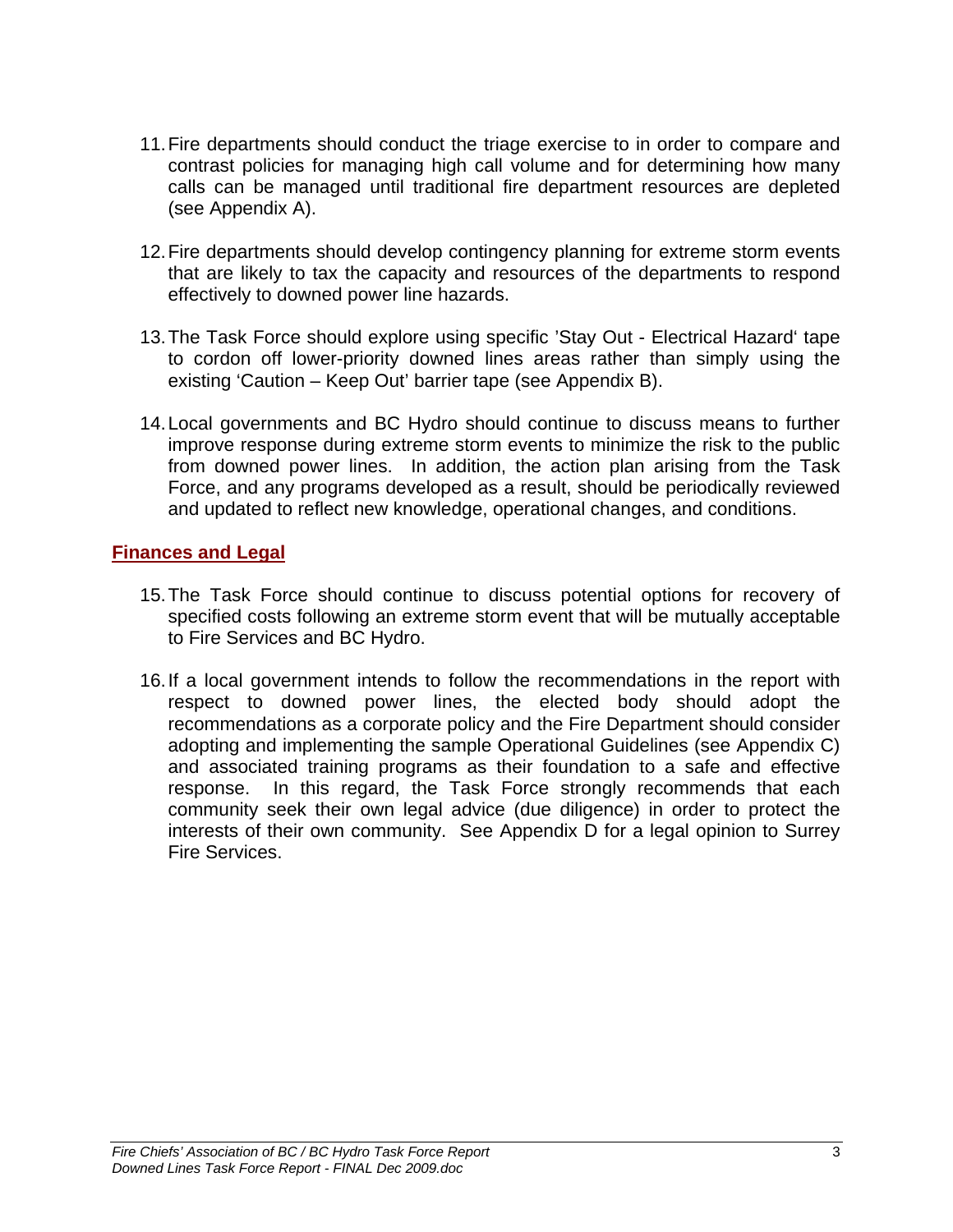11. Fire departments should conduct the triage exercise to in order to compare and contrast policies for managing high call volume and for determining how many calls can be managed until traditional fire department resources are depleted (see Appendix A).

12. Fire departments should develop contingency planning for extreme storm events that are likely to tax the capacity and resources of the departments to respond effectively to downed power line hazards.

13. The Task Force should explore using specific 'Stay Out - Electrical Hazard' tape to cordon off lower-priority downed lines areas rather than simply using the existing 'Caution – Keep Out' barrier tape (see Appendix B).

14. Local governments and BC Hydro should continue to discuss means to further improve response during extreme storm events to minimize the risk to the public from downed power lines. In addition, the action plan arising from the Task Force, and any programs developed as a result, should be periodically reviewed and updated to reflect new knowledge, operational changes, and conditions.

## Finances and Legal

15. The Task Force should continue to discuss potential options for recovery of specified costs following an extreme storm event that will be mutually acceptable to Fire Services and BC Hydro.

16. If a local government intends to follow the recommendations in the report with respect to downed power lines, the elected body should adopt the recommendations as a corporate policy and the Fire Department should consider adopting and implementing the sample Operational Guidelines (see Appendix C) and associated training programs as their foundation to a safe and effective response. In this regard, the Task Force strongly recommends that each community seek their own legal advice (due diligence) in order to protect the interests of their own community. See Appendix D for a legal opinion to Surrey Fire Services.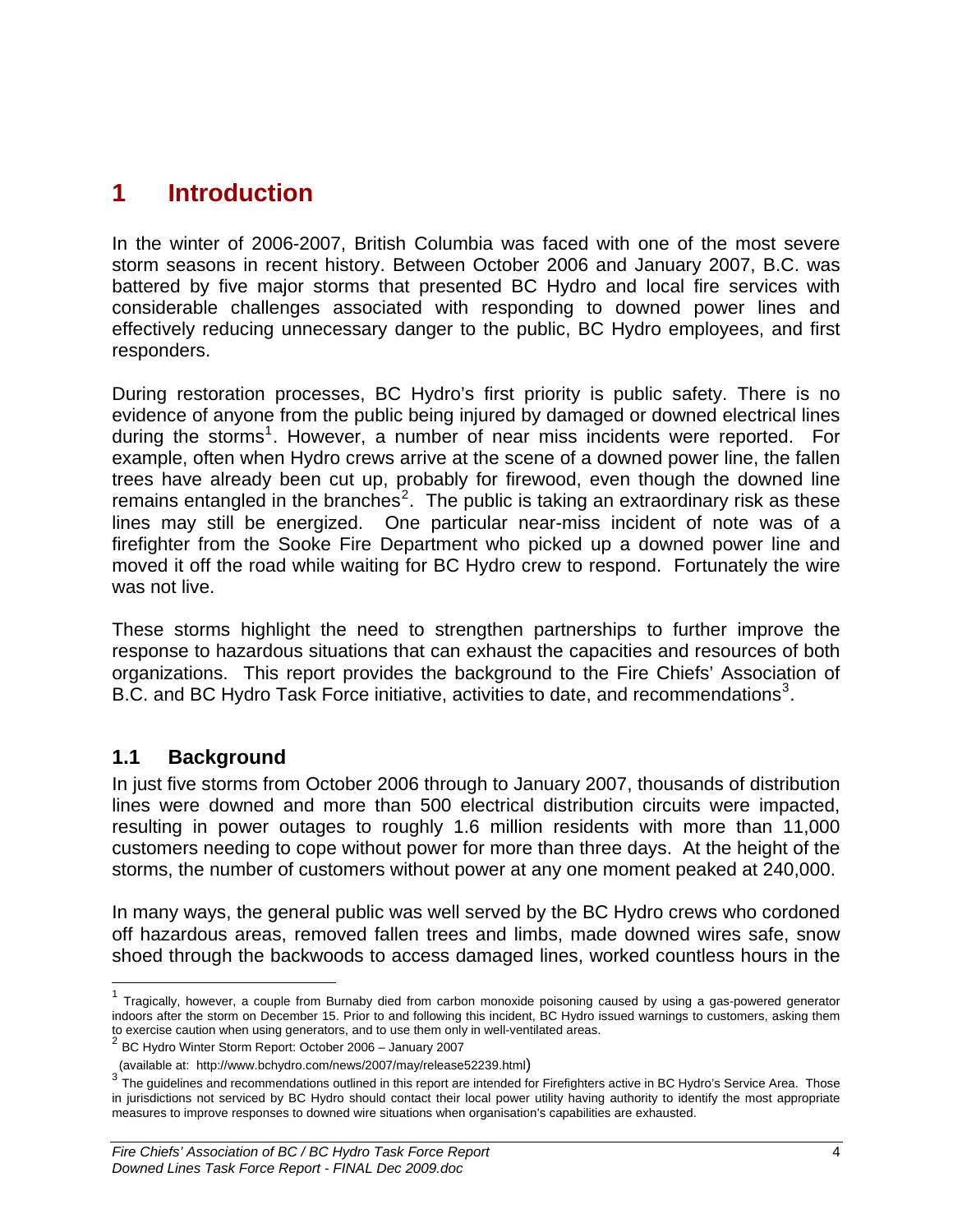# 1 Introduction

In the winter of 2006-2007, British Columbia was faced with one of the most severe storm seasons in recent history. Between October 2006 and January 2007, B.C. was battered by five major storms that presented BC Hydro and local fire services with considerable challenges associated with responding to downed power lines and effectively reducing unnecessary danger to the public, BC Hydro employees, and first responders.

During restoration processes, BC Hydro's first priority is public safety. There is no evidence of anyone from the public being injured by damaged or downed electrical lines during the storms[1]. However, a number of near miss incidents were reported. For example, often when Hydro crews arrive at the scene of a downed power line, the fallen trees have already been cut up, probably for firewood, even though the downed line remains entangled in the branches[2]. The public is taking an extraordinary risk as these lines may still be energized. One particular near-miss incident of note was of a firefighter from the Sooke Fire Department who picked up a downed power line and moved it off the road while waiting for BC Hydro crew to respond. Fortunately the wire was not live.

These storms highlight the need to strengthen partnerships to further improve the response to hazardous situations that can exhaust the capacities and resources of both organizations. This report provides the background to the Fire Chiefs' Association of B.C. and BC Hydro Task Force initiative, activities to date, and recommendations[3].

## 1.1 Background

In just five storms from October 2006 through to January 2007, thousands of distribution lines were downed and more than 500 electrical distribution circuits were impacted, resulting in power outages to roughly 1.6 million residents with more than 11,000 customers needing to cope without power for more than three days. At the height of the storms, the number of customers without power at any one moment peaked at 240,000.

In many ways, the general public was well served by the BC Hydro crews who cordoned off hazardous areas, removed fallen trees and limbs, made downed wires safe, snow shoed through the backwoods to access damaged lines, worked countless hours in the

---

[1] Tragically, however, a couple from Burnaby died from carbon monoxide poisoning caused by using a gas-powered generator indoors after the storm on December 15. Prior to and following this incident, BC Hydro issued warnings to customers, asking them to exercise caution when using generators, and to use them only in well-ventilated areas.

[2] BC Hydro Winter Storm Report: October 2006 – January 2007
(available at: http://www.bchydro.com/news/2007/may/release52239.html)

[3] The guidelines and recommendations outlined in this report are intended for Firefighters active in BC Hydro's Service Area. Those in jurisdictions not serviced by BC Hydro should contact their local power utility having authority to identify the most appropriate measures to improve responses to downed wire situations when organisation's capabilities are exhausted.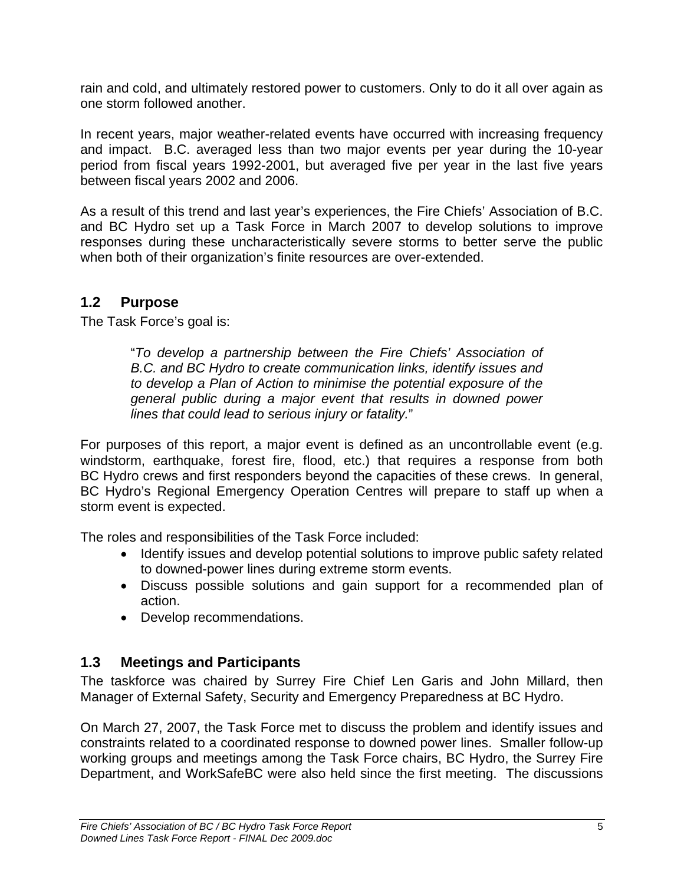rain and cold, and ultimately restored power to customers. Only to do it all over again as one storm followed another.

In recent years, major weather-related events have occurred with increasing frequency and impact. B.C. averaged less than two major events per year during the 10-year period from fiscal years 1992-2001, but averaged five per year in the last five years between fiscal years 2002 and 2006.

As a result of this trend and last year's experiences, the Fire Chiefs' Association of B.C. and BC Hydro set up a Task Force in March 2007 to develop solutions to improve responses during these uncharacteristically severe storms to better serve the public when both of their organization's finite resources are over-extended.

## 1.2 Purpose

The Task Force's goal is:

> "*To develop a partnership between the Fire Chiefs' Association of B.C. and BC Hydro to create communication links, identify issues and to develop a Plan of Action to minimise the potential exposure of the general public during a major event that results in downed power lines that could lead to serious injury or fatality.*"

For purposes of this report, a major event is defined as an uncontrollable event (e.g. windstorm, earthquake, forest fire, flood, etc.) that requires a response from both BC Hydro crews and first responders beyond the capacities of these crews. In general, BC Hydro's Regional Emergency Operation Centres will prepare to staff up when a storm event is expected.

The roles and responsibilities of the Task Force included:

- Identify issues and develop potential solutions to improve public safety related to downed-power lines during extreme storm events.
- Discuss possible solutions and gain support for a recommended plan of action.
- Develop recommendations.

## 1.3 Meetings and Participants

The taskforce was chaired by Surrey Fire Chief Len Garis and John Millard, then Manager of External Safety, Security and Emergency Preparedness at BC Hydro.

On March 27, 2007, the Task Force met to discuss the problem and identify issues and constraints related to a coordinated response to downed power lines. Smaller follow-up working groups and meetings among the Task Force chairs, BC Hydro, the Surrey Fire Department, and WorkSafeBC were also held since the first meeting. The discussions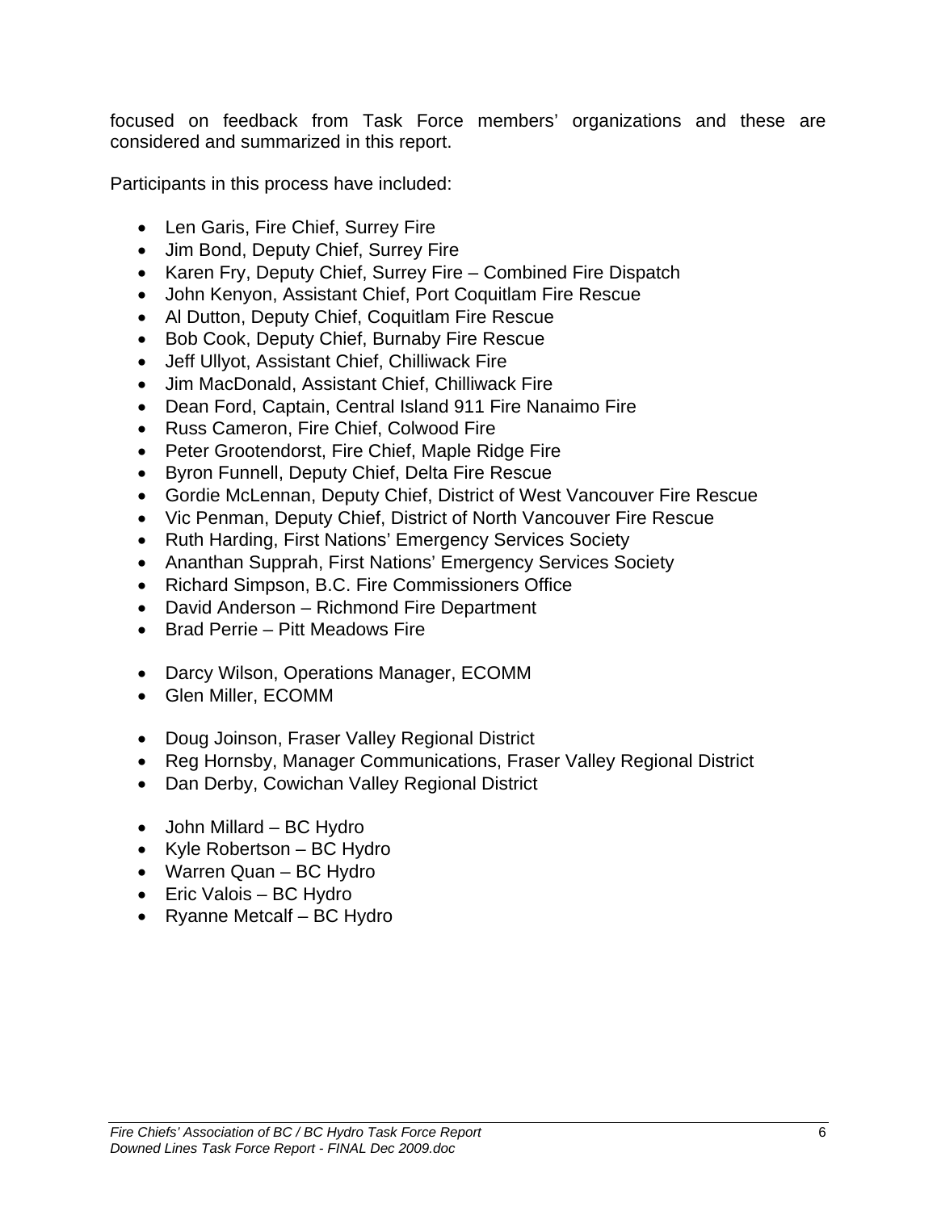focused on feedback from Task Force members' organizations and these are considered and summarized in this report.

Participants in this process have included:

- Len Garis, Fire Chief, Surrey Fire
- Jim Bond, Deputy Chief, Surrey Fire
- Karen Fry, Deputy Chief, Surrey Fire – Combined Fire Dispatch
- John Kenyon, Assistant Chief, Port Coquitlam Fire Rescue
- Al Dutton, Deputy Chief, Coquitlam Fire Rescue
- Bob Cook, Deputy Chief, Burnaby Fire Rescue
- Jeff Ullyot, Assistant Chief, Chilliwack Fire
- Jim MacDonald, Assistant Chief, Chilliwack Fire
- Dean Ford, Captain, Central Island 911 Fire Nanaimo Fire
- Russ Cameron, Fire Chief, Colwood Fire
- Peter Grootendorst, Fire Chief, Maple Ridge Fire
- Byron Funnell, Deputy Chief, Delta Fire Rescue
- Gordie McLennan, Deputy Chief, District of West Vancouver Fire Rescue
- Vic Penman, Deputy Chief, District of North Vancouver Fire Rescue
- Ruth Harding, First Nations' Emergency Services Society
- Ananthan Supprah, First Nations' Emergency Services Society
- Richard Simpson, B.C. Fire Commissioners Office
- David Anderson – Richmond Fire Department
- Brad Perrie – Pitt Meadows Fire

- Darcy Wilson, Operations Manager, ECOMM
- Glen Miller, ECOMM

- Doug Joinson, Fraser Valley Regional District
- Reg Hornsby, Manager Communications, Fraser Valley Regional District
- Dan Derby, Cowichan Valley Regional District

- John Millard – BC Hydro
- Kyle Robertson – BC Hydro
- Warren Quan – BC Hydro
- Eric Valois – BC Hydro
- Ryanne Metcalf – BC Hydro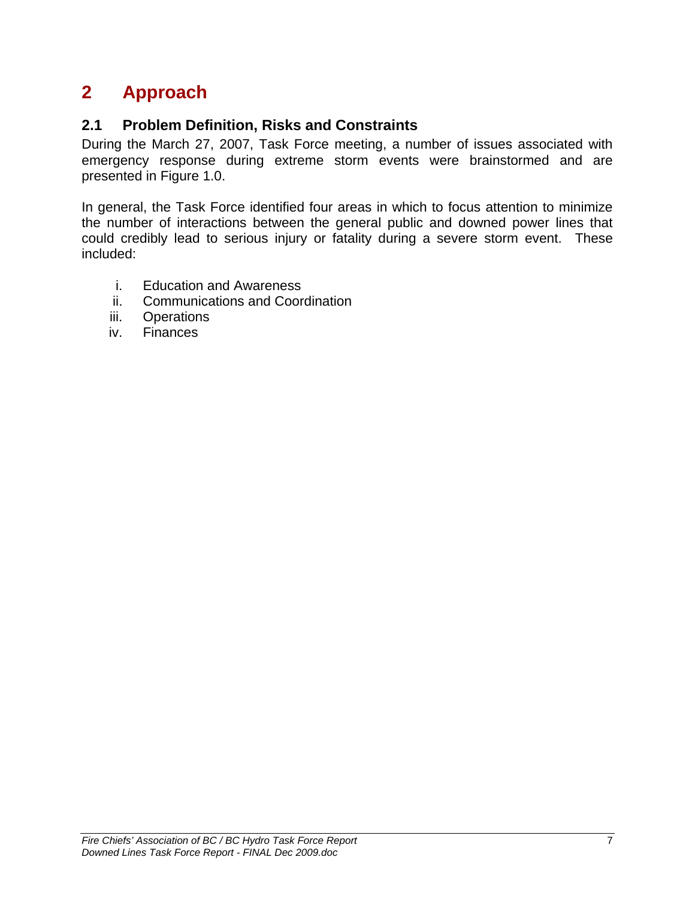# 2 Approach

## 2.1 Problem Definition, Risks and Constraints

During the March 27, 2007, Task Force meeting, a number of issues associated with emergency response during extreme storm events were brainstormed and are presented in Figure 1.0.

In general, the Task Force identified four areas in which to focus attention to minimize the number of interactions between the general public and downed power lines that could credibly lead to serious injury or fatality during a severe storm event. These included:

i. Education and Awareness
ii. Communications and Coordination
iii. Operations
iv. Finances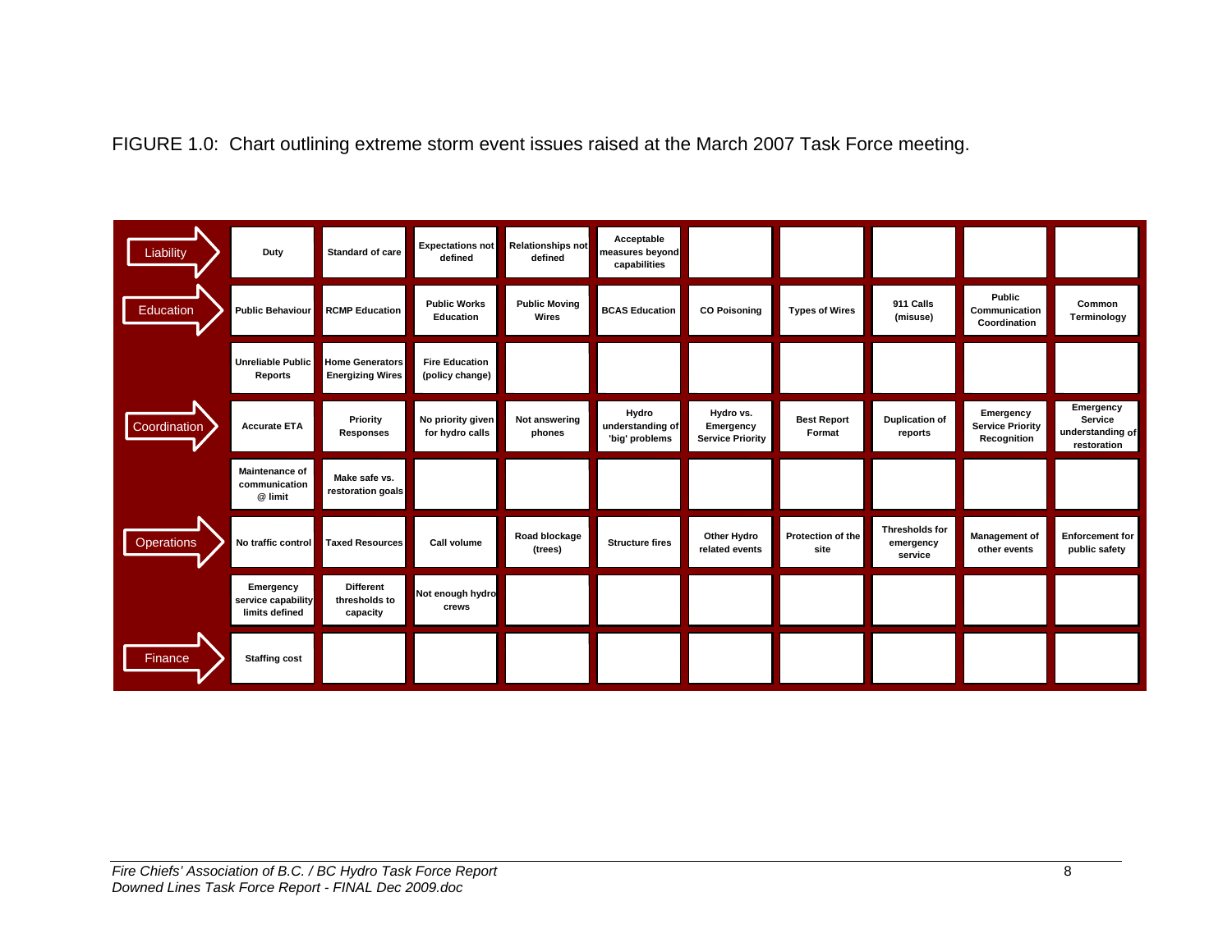FIGURE 1.0: Chart outlining extreme storm event issues raised at the March 2007 Task Force meeting.

| | | | | | | | | | | |
|---|---|---|---|---|---|---|---|---|---|---|
| Liability | Duty | Standard of care | Expectations not defined | Relationships not defined | Acceptable measures beyond capabilities | | | | | |
| Education | Public Behaviour | RCMP Education | Public Works Education | Public Moving Wires | BCAS Education | CO Poisoning | Types of Wires | 911 Calls (misuse) | Public Communication Coordination | Common Terminology |
| | Unreliable Public Reports | Home Generators Energizing Wires | Fire Education (policy change) | | | | | | | |
| Coordination | Accurate ETA | Priority Responses | No priority given for hydro calls | Not answering phones | Hydro understanding of 'big' problems | Hydro vs. Emergency Service Priority | Best Report Format | Duplication of reports | Emergency Service Priority Recognition | Emergency Service understanding of restoration |
| | Maintenance of communication @ limit | Make safe vs. restoration goals | | | | | | | | |
| Operations | No traffic control | Taxed Resources | Call volume | Road blockage (trees) | Structure fires | Other Hydro related events | Protection of the site | Thresholds for emergency service | Management of other events | Enforcement for public safety |
| | Emergency service capability limits defined | Different thresholds to capacity | Not enough hydro crews | | | | | | | |
| Finance | Staffing cost | | | | | | | | | |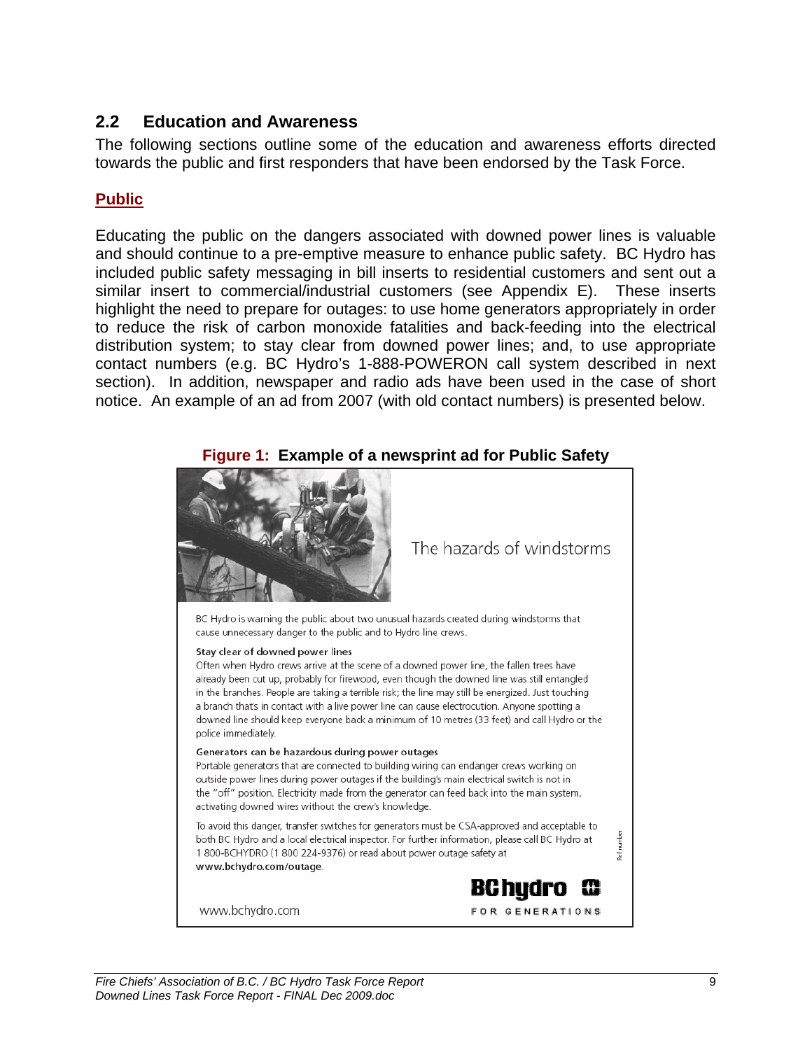## 2.2 Education and Awareness

The following sections outline some of the education and awareness efforts directed towards the public and first responders that have been endorsed by the Task Force.

### Public

Educating the public on the dangers associated with downed power lines is valuable and should continue to a pre-emptive measure to enhance public safety. BC Hydro has included public safety messaging in bill inserts to residential customers and sent out a similar insert to commercial/industrial customers (see Appendix E). These inserts highlight the need to prepare for outages: to use home generators appropriately in order to reduce the risk of carbon monoxide fatalities and back-feeding into the electrical distribution system; to stay clear from downed power lines; and, to use appropriate contact numbers (e.g. BC Hydro's 1-888-POWERON call system described in next section). In addition, newspaper and radio ads have been used in the case of short notice. An example of an ad from 2007 (with old contact numbers) is presented below.

**Figure 1: Example of a newsprint ad for Public Safety**

The hazards of windstorms

BC Hydro is warning the public about two unusual hazards created during windstorms that cause unnecessary danger to the public and to Hydro line crews.

**Stay clear of downed power lines**

Often when Hydro crews arrive at the scene of a downed power line, the fallen trees have already been cut up, probably for firewood, even though the downed line was still entangled in the branches. People are taking a terrible risk; the line may still be energized. Just touching a branch that's in contact with a live power line can cause electrocution. Anyone spotting a downed line should keep everyone back a minimum of 10 metres (33 feet) and call Hydro or the police immediately.

**Generators can be hazardous during power outages**

Portable generators that are connected to building wiring can endanger crews working on outside power lines during power outages if the building's main electrical switch is not in the "off" position. Electricity made from the generator can feed back into the main system, activating downed wires without the crew's knowledge.

To avoid this danger, transfer switches for generators must be CSA-approved and acceptable to both BC Hydro and a local electrical inspector. For further information, please call BC Hydro at 1 800-BCHYDRO (1 800 224-9376) or read about power outage safety at **www.bchydro.com/outage**.

www.bchydro.com

BC hydro FOR GENERATIONS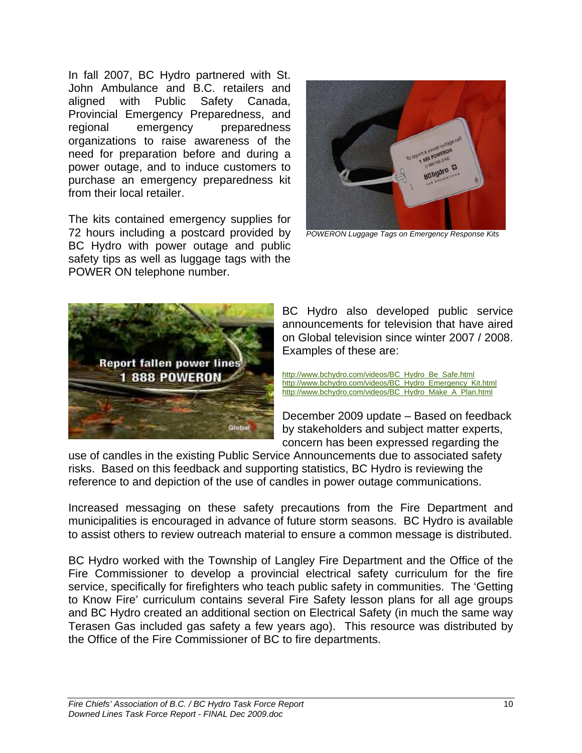In fall 2007, BC Hydro partnered with St. John Ambulance and B.C. retailers and aligned with Public Safety Canada, Provincial Emergency Preparedness, and regional emergency preparedness organizations to raise awareness of the need for preparation before and during a power outage, and to induce customers to purchase an emergency preparedness kit from their local retailer.

The kits contained emergency supplies for 72 hours including a postcard provided by BC Hydro with power outage and public safety tips as well as luggage tags with the POWER ON telephone number.

*POWERON Luggage Tags on Emergency Response Kits*

BC Hydro also developed public service announcements for television that have aired on Global television since winter 2007 / 2008. Examples of these are:

http://www.bchydro.com/videos/BC_Hydro_Be_Safe.html
http://www.bchydro.com/videos/BC_Hydro_Emergency_Kit.html
http://www.bchydro.com/videos/BC_Hydro_Make_A_Plan.html

December 2009 update – Based on feedback by stakeholders and subject matter experts, concern has been expressed regarding the use of candles in the existing Public Service Announcements due to associated safety risks. Based on this feedback and supporting statistics, BC Hydro is reviewing the reference to and depiction of the use of candles in power outage communications.

Increased messaging on these safety precautions from the Fire Department and municipalities is encouraged in advance of future storm seasons. BC Hydro is available to assist others to review outreach material to ensure a common message is distributed.

BC Hydro worked with the Township of Langley Fire Department and the Office of the Fire Commissioner to develop a provincial electrical safety curriculum for the fire service, specifically for firefighters who teach public safety in communities. The 'Getting to Know Fire' curriculum contains several Fire Safety lesson plans for all age groups and BC Hydro created an additional section on Electrical Safety (in much the same way Terasen Gas included gas safety a few years ago). This resource was distributed by the Office of the Fire Commissioner of BC to fire departments.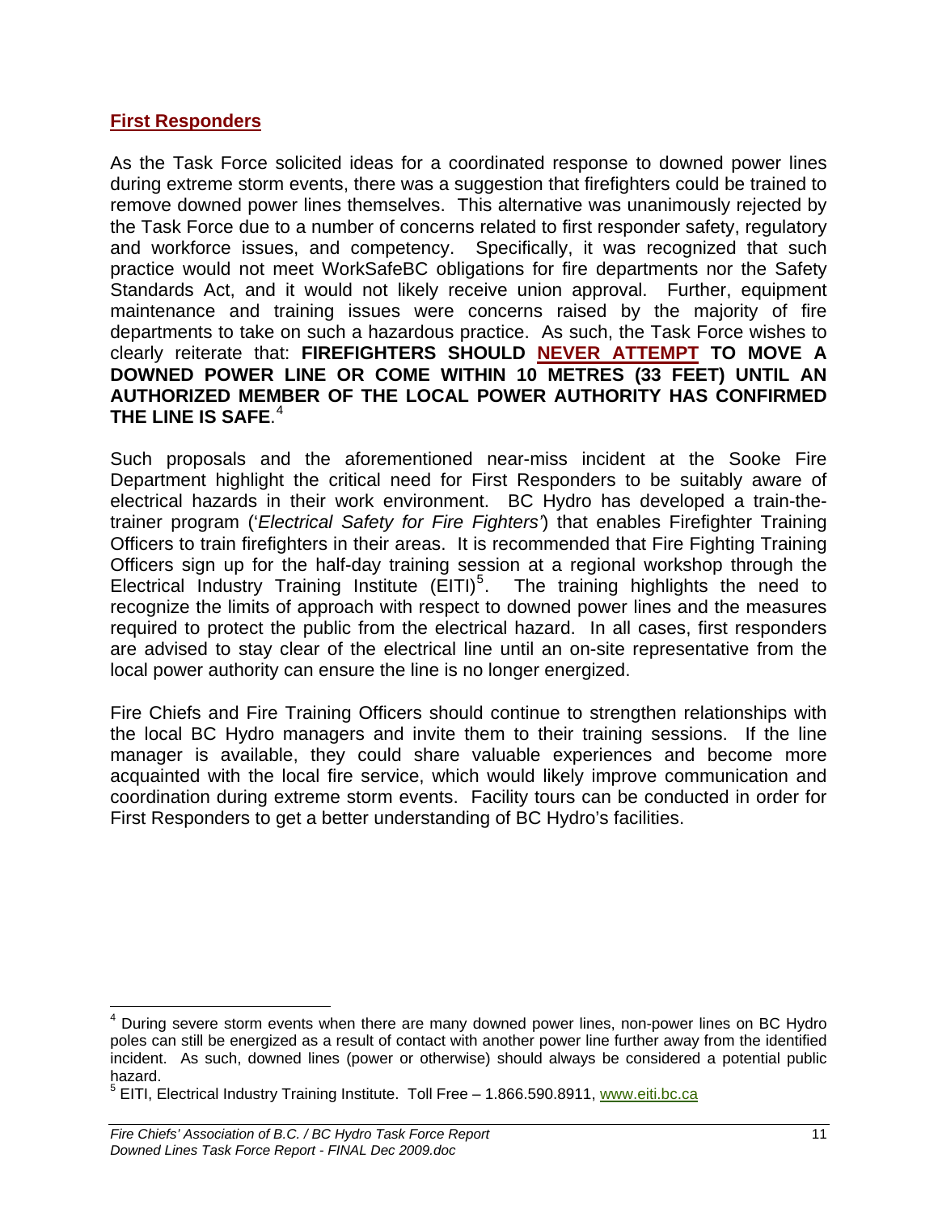## First Responders

As the Task Force solicited ideas for a coordinated response to downed power lines during extreme storm events, there was a suggestion that firefighters could be trained to remove downed power lines themselves. This alternative was unanimously rejected by the Task Force due to a number of concerns related to first responder safety, regulatory and workforce issues, and competency. Specifically, it was recognized that such practice would not meet WorkSafeBC obligations for fire departments nor the Safety Standards Act, and it would not likely receive union approval. Further, equipment maintenance and training issues were concerns raised by the majority of fire departments to take on such a hazardous practice. As such, the Task Force wishes to clearly reiterate that: **FIREFIGHTERS SHOULD NEVER ATTEMPT TO MOVE A DOWNED POWER LINE OR COME WITHIN 10 METRES (33 FEET) UNTIL AN AUTHORIZED MEMBER OF THE LOCAL POWER AUTHORITY HAS CONFIRMED THE LINE IS SAFE**.[4]

Such proposals and the aforementioned near-miss incident at the Sooke Fire Department highlight the critical need for First Responders to be suitably aware of electrical hazards in their work environment. BC Hydro has developed a train-the-trainer program ('*Electrical Safety for Fire Fighters'*) that enables Firefighter Training Officers to train firefighters in their areas. It is recommended that Fire Fighting Training Officers sign up for the half-day training session at a regional workshop through the Electrical Industry Training Institute (EITI)[5]. The training highlights the need to recognize the limits of approach with respect to downed power lines and the measures required to protect the public from the electrical hazard. In all cases, first responders are advised to stay clear of the electrical line until an on-site representative from the local power authority can ensure the line is no longer energized.

Fire Chiefs and Fire Training Officers should continue to strengthen relationships with the local BC Hydro managers and invite them to their training sessions. If the line manager is available, they could share valuable experiences and become more acquainted with the local fire service, which would likely improve communication and coordination during extreme storm events. Facility tours can be conducted in order for First Responders to get a better understanding of BC Hydro's facilities.

---

[4] During severe storm events when there are many downed power lines, non-power lines on BC Hydro poles can still be energized as a result of contact with another power line further away from the identified incident. As such, downed lines (power or otherwise) should always be considered a potential public hazard.

[5] EITI, Electrical Industry Training Institute. Toll Free – 1.866.590.8911, www.eiti.bc.ca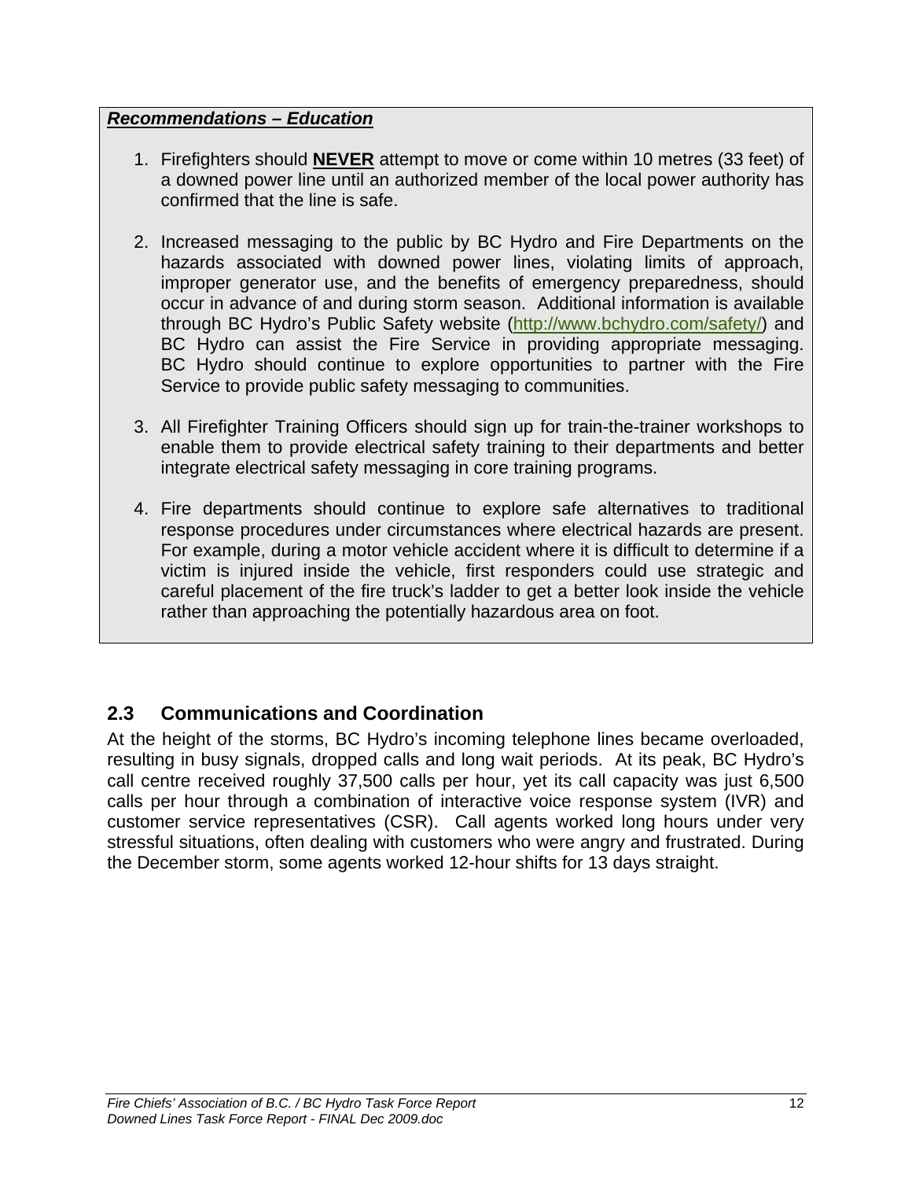***Recommendations – Education***

1. Firefighters should **NEVER** attempt to move or come within 10 metres (33 feet) of a downed power line until an authorized member of the local power authority has confirmed that the line is safe.

2. Increased messaging to the public by BC Hydro and Fire Departments on the hazards associated with downed power lines, violating limits of approach, improper generator use, and the benefits of emergency preparedness, should occur in advance of and during storm season. Additional information is available through BC Hydro's Public Safety website (http://www.bchydro.com/safety/) and BC Hydro can assist the Fire Service in providing appropriate messaging. BC Hydro should continue to explore opportunities to partner with the Fire Service to provide public safety messaging to communities.

3. All Firefighter Training Officers should sign up for train-the-trainer workshops to enable them to provide electrical safety training to their departments and better integrate electrical safety messaging in core training programs.

4. Fire departments should continue to explore safe alternatives to traditional response procedures under circumstances where electrical hazards are present. For example, during a motor vehicle accident where it is difficult to determine if a victim is injured inside the vehicle, first responders could use strategic and careful placement of the fire truck's ladder to get a better look inside the vehicle rather than approaching the potentially hazardous area on foot.

## 2.3 Communications and Coordination

At the height of the storms, BC Hydro's incoming telephone lines became overloaded, resulting in busy signals, dropped calls and long wait periods. At its peak, BC Hydro's call centre received roughly 37,500 calls per hour, yet its call capacity was just 6,500 calls per hour through a combination of interactive voice response system (IVR) and customer service representatives (CSR). Call agents worked long hours under very stressful situations, often dealing with customers who were angry and frustrated. During the December storm, some agents worked 12-hour shifts for 13 days straight.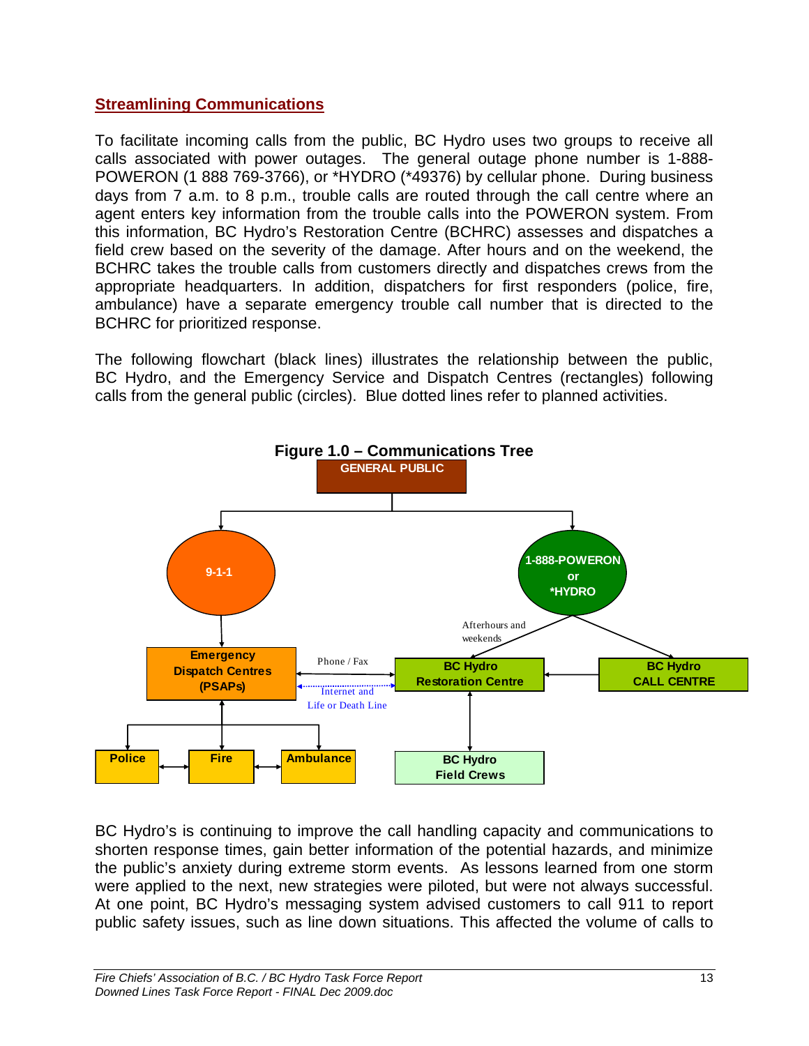## Streamlining Communications

To facilitate incoming calls from the public, BC Hydro uses two groups to receive all calls associated with power outages. The general outage phone number is 1-888-POWERON (1 888 769-3766), or *HYDRO (*49376) by cellular phone. During business days from 7 a.m. to 8 p.m., trouble calls are routed through the call centre where an agent enters key information from the trouble calls into the POWERON system. From this information, BC Hydro's Restoration Centre (BCHRC) assesses and dispatches a field crew based on the severity of the damage. After hours and on the weekend, the BCHRC takes the trouble calls from customers directly and dispatches crews from the appropriate headquarters. In addition, dispatchers for first responders (police, fire, ambulance) have a separate emergency trouble call number that is directed to the BCHRC for prioritized response.

The following flowchart (black lines) illustrates the relationship between the public, BC Hydro, and the Emergency Service and Dispatch Centres (rectangles) following calls from the general public (circles). Blue dotted lines refer to planned activities.

**Figure 1.0 – Communications Tree**

GENERAL PUBLIC

9-1-1

1-888-POWERON or *HYDRO

Afterhours and weekends

Emergency Dispatch Centres (PSAPs)

Phone / Fax

Internet and Life or Death Line

BC Hydro Restoration Centre

BC Hydro CALL CENTRE

Police

Fire

Ambulance

BC Hydro Field Crews

BC Hydro's is continuing to improve the call handling capacity and communications to shorten response times, gain better information of the potential hazards, and minimize the public's anxiety during extreme storm events. As lessons learned from one storm were applied to the next, new strategies were piloted, but were not always successful. At one point, BC Hydro's messaging system advised customers to call 911 to report public safety issues, such as line down situations. This affected the volume of calls to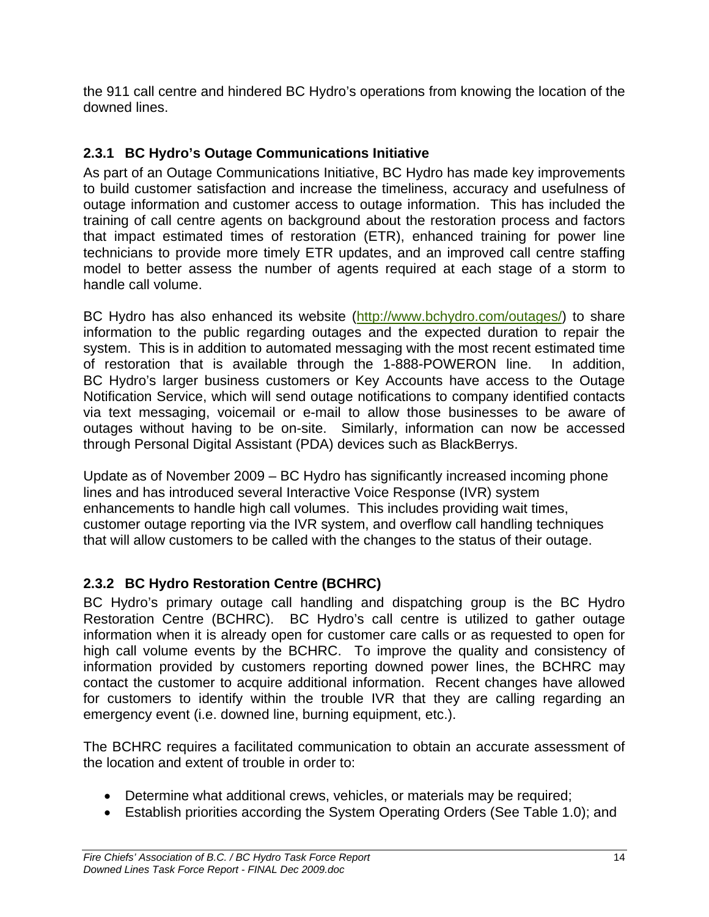the 911 call centre and hindered BC Hydro's operations from knowing the location of the downed lines.

### 2.3.1 BC Hydro's Outage Communications Initiative

As part of an Outage Communications Initiative, BC Hydro has made key improvements to build customer satisfaction and increase the timeliness, accuracy and usefulness of outage information and customer access to outage information. This has included the training of call centre agents on background about the restoration process and factors that impact estimated times of restoration (ETR), enhanced training for power line technicians to provide more timely ETR updates, and an improved call centre staffing model to better assess the number of agents required at each stage of a storm to handle call volume.

BC Hydro has also enhanced its website (http://www.bchydro.com/outages/) to share information to the public regarding outages and the expected duration to repair the system. This is in addition to automated messaging with the most recent estimated time of restoration that is available through the 1-888-POWERON line. In addition, BC Hydro's larger business customers or Key Accounts have access to the Outage Notification Service, which will send outage notifications to company identified contacts via text messaging, voicemail or e-mail to allow those businesses to be aware of outages without having to be on-site. Similarly, information can now be accessed through Personal Digital Assistant (PDA) devices such as BlackBerrys.

Update as of November 2009 – BC Hydro has significantly increased incoming phone lines and has introduced several Interactive Voice Response (IVR) system enhancements to handle high call volumes. This includes providing wait times, customer outage reporting via the IVR system, and overflow call handling techniques that will allow customers to be called with the changes to the status of their outage.

### 2.3.2 BC Hydro Restoration Centre (BCHRC)

BC Hydro's primary outage call handling and dispatching group is the BC Hydro Restoration Centre (BCHRC). BC Hydro's call centre is utilized to gather outage information when it is already open for customer care calls or as requested to open for high call volume events by the BCHRC. To improve the quality and consistency of information provided by customers reporting downed power lines, the BCHRC may contact the customer to acquire additional information. Recent changes have allowed for customers to identify within the trouble IVR that they are calling regarding an emergency event (i.e. downed line, burning equipment, etc.).

The BCHRC requires a facilitated communication to obtain an accurate assessment of the location and extent of trouble in order to:

- Determine what additional crews, vehicles, or materials may be required;
- Establish priorities according the System Operating Orders (See Table 1.0); and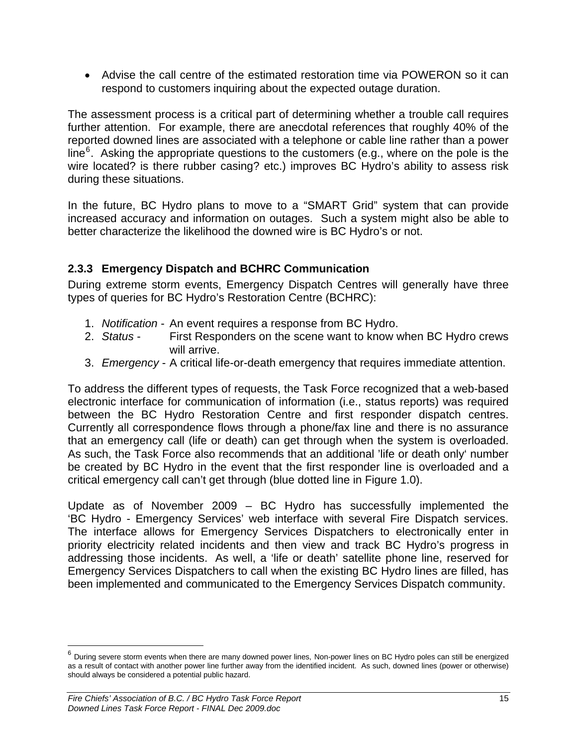- Advise the call centre of the estimated restoration time via POWERON so it can respond to customers inquiring about the expected outage duration.

The assessment process is a critical part of determining whether a trouble call requires further attention. For example, there are anecdotal references that roughly 40% of the reported downed lines are associated with a telephone or cable line rather than a power line[6]. Asking the appropriate questions to the customers (e.g., where on the pole is the wire located? is there rubber casing? etc.) improves BC Hydro's ability to assess risk during these situations.

In the future, BC Hydro plans to move to a "SMART Grid" system that can provide increased accuracy and information on outages. Such a system might also be able to better characterize the likelihood the downed wire is BC Hydro's or not.

### 2.3.3 Emergency Dispatch and BCHRC Communication

During extreme storm events, Emergency Dispatch Centres will generally have three types of queries for BC Hydro's Restoration Centre (BCHRC):

1. *Notification* - An event requires a response from BC Hydro.
2. *Status* - First Responders on the scene want to know when BC Hydro crews will arrive.
3. *Emergency* - A critical life-or-death emergency that requires immediate attention.

To address the different types of requests, the Task Force recognized that a web-based electronic interface for communication of information (i.e., status reports) was required between the BC Hydro Restoration Centre and first responder dispatch centres. Currently all correspondence flows through a phone/fax line and there is no assurance that an emergency call (life or death) can get through when the system is overloaded. As such, the Task Force also recommends that an additional 'life or death only' number be created by BC Hydro in the event that the first responder line is overloaded and a critical emergency call can't get through (blue dotted line in Figure 1.0).

Update as of November 2009 – BC Hydro has successfully implemented the 'BC Hydro - Emergency Services' web interface with several Fire Dispatch services. The interface allows for Emergency Services Dispatchers to electronically enter in priority electricity related incidents and then view and track BC Hydro's progress in addressing those incidents. As well, a 'life or death' satellite phone line, reserved for Emergency Services Dispatchers to call when the existing BC Hydro lines are filled, has been implemented and communicated to the Emergency Services Dispatch community.

---

[6] During severe storm events when there are many downed power lines, Non-power lines on BC Hydro poles can still be energized as a result of contact with another power line further away from the identified incident. As such, downed lines (power or otherwise) should always be considered a potential public hazard.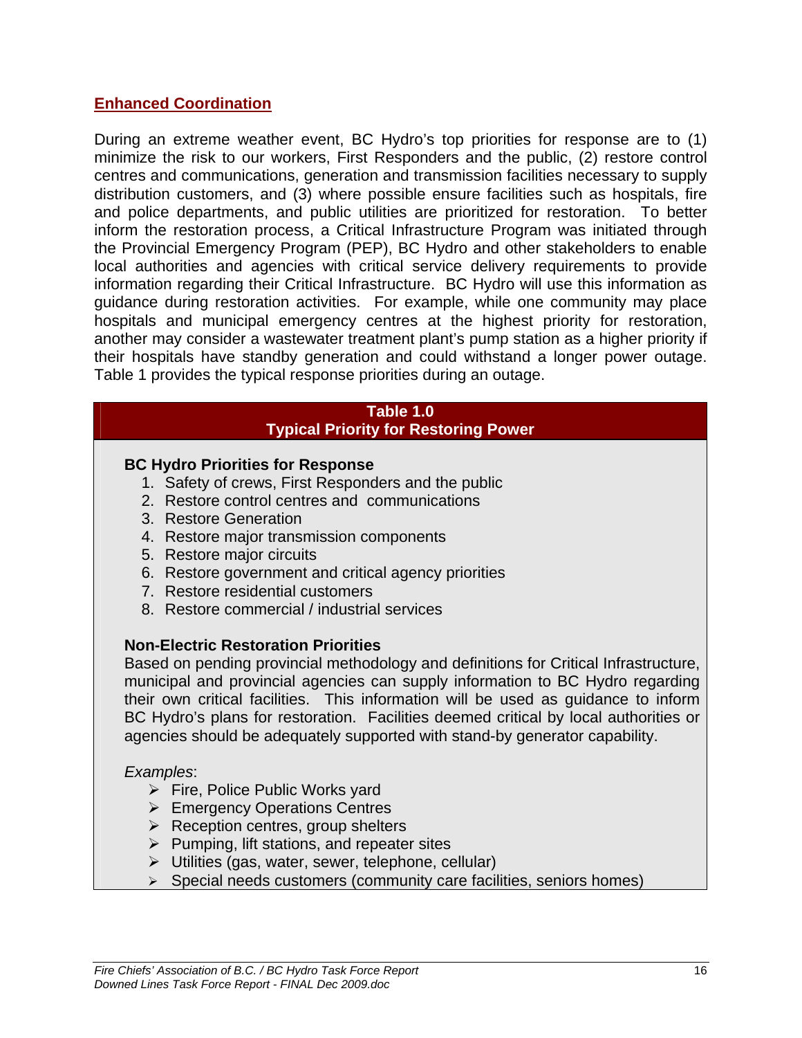## Enhanced Coordination

During an extreme weather event, BC Hydro's top priorities for response are to (1) minimize the risk to our workers, First Responders and the public, (2) restore control centres and communications, generation and transmission facilities necessary to supply distribution customers, and (3) where possible ensure facilities such as hospitals, fire and police departments, and public utilities are prioritized for restoration. To better inform the restoration process, a Critical Infrastructure Program was initiated through the Provincial Emergency Program (PEP), BC Hydro and other stakeholders to enable local authorities and agencies with critical service delivery requirements to provide information regarding their Critical Infrastructure. BC Hydro will use this information as guidance during restoration activities. For example, while one community may place hospitals and municipal emergency centres at the highest priority for restoration, another may consider a wastewater treatment plant's pump station as a higher priority if their hospitals have standby generation and could withstand a longer power outage. Table 1 provides the typical response priorities during an outage.

**Table 1.0**
**Typical Priority for Restoring Power**

**BC Hydro Priorities for Response**

1. Safety of crews, First Responders and the public
2. Restore control centres and communications
3. Restore Generation
4. Restore major transmission components
5. Restore major circuits
6. Restore government and critical agency priorities
7. Restore residential customers
8. Restore commercial / industrial services

**Non-Electric Restoration Priorities**

Based on pending provincial methodology and definitions for Critical Infrastructure, municipal and provincial agencies can supply information to BC Hydro regarding their own critical facilities. This information will be used as guidance to inform BC Hydro's plans for restoration. Facilities deemed critical by local authorities or agencies should be adequately supported with stand-by generator capability.

*Examples*:

- Fire, Police Public Works yard
- Emergency Operations Centres
- Reception centres, group shelters
- Pumping, lift stations, and repeater sites
- Utilities (gas, water, sewer, telephone, cellular)
- Special needs customers (community care facilities, seniors homes)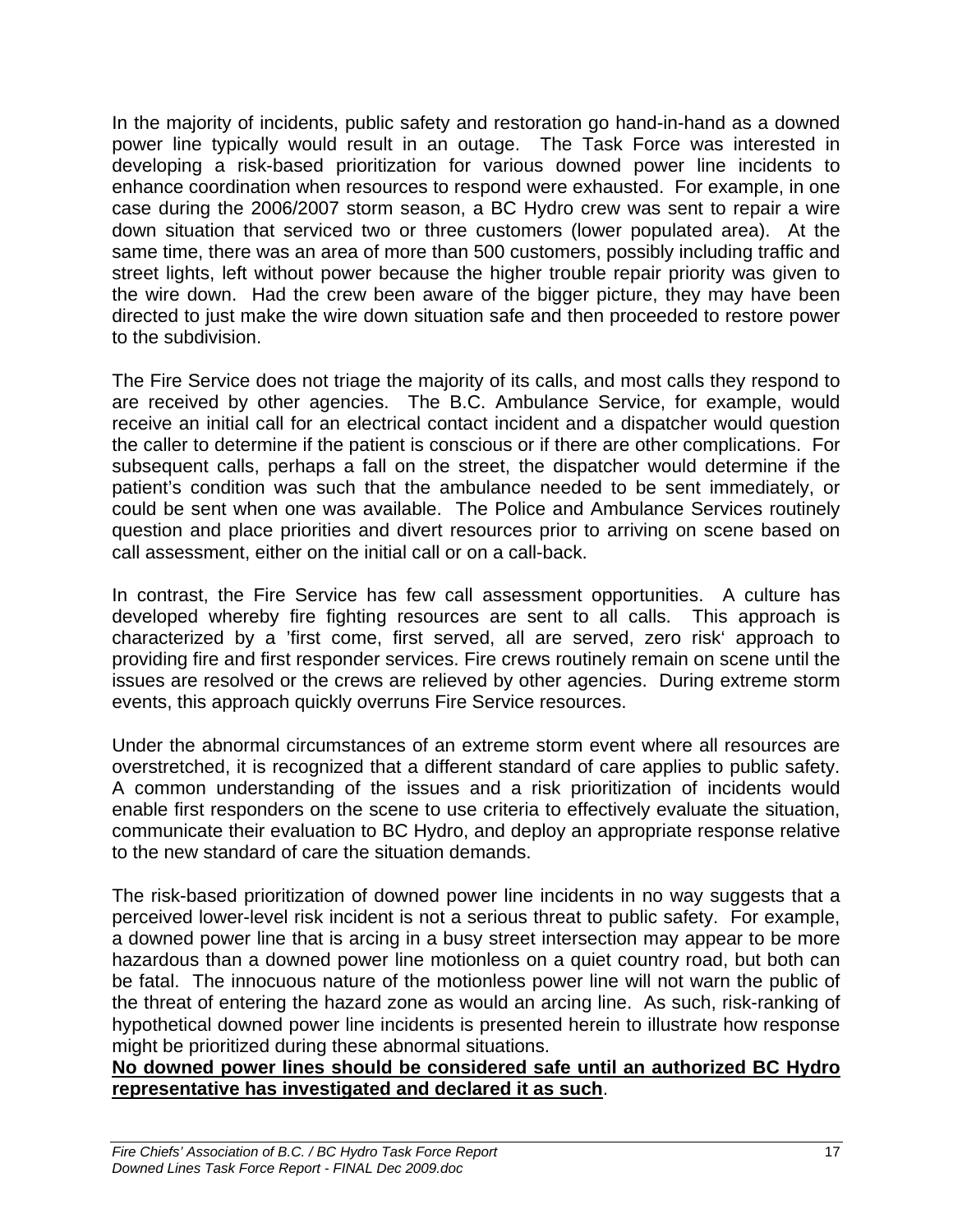In the majority of incidents, public safety and restoration go hand-in-hand as a downed power line typically would result in an outage. The Task Force was interested in developing a risk-based prioritization for various downed power line incidents to enhance coordination when resources to respond were exhausted. For example, in one case during the 2006/2007 storm season, a BC Hydro crew was sent to repair a wire down situation that serviced two or three customers (lower populated area). At the same time, there was an area of more than 500 customers, possibly including traffic and street lights, left without power because the higher trouble repair priority was given to the wire down. Had the crew been aware of the bigger picture, they may have been directed to just make the wire down situation safe and then proceeded to restore power to the subdivision.

The Fire Service does not triage the majority of its calls, and most calls they respond to are received by other agencies. The B.C. Ambulance Service, for example, would receive an initial call for an electrical contact incident and a dispatcher would question the caller to determine if the patient is conscious or if there are other complications. For subsequent calls, perhaps a fall on the street, the dispatcher would determine if the patient's condition was such that the ambulance needed to be sent immediately, or could be sent when one was available. The Police and Ambulance Services routinely question and place priorities and divert resources prior to arriving on scene based on call assessment, either on the initial call or on a call-back.

In contrast, the Fire Service has few call assessment opportunities. A culture has developed whereby fire fighting resources are sent to all calls. This approach is characterized by a 'first come, first served, all are served, zero risk' approach to providing fire and first responder services. Fire crews routinely remain on scene until the issues are resolved or the crews are relieved by other agencies. During extreme storm events, this approach quickly overruns Fire Service resources.

Under the abnormal circumstances of an extreme storm event where all resources are overstretched, it is recognized that a different standard of care applies to public safety. A common understanding of the issues and a risk prioritization of incidents would enable first responders on the scene to use criteria to effectively evaluate the situation, communicate their evaluation to BC Hydro, and deploy an appropriate response relative to the new standard of care the situation demands.

The risk-based prioritization of downed power line incidents in no way suggests that a perceived lower-level risk incident is not a serious threat to public safety. For example, a downed power line that is arcing in a busy street intersection may appear to be more hazardous than a downed power line motionless on a quiet country road, but both can be fatal. The innocuous nature of the motionless power line will not warn the public of the threat of entering the hazard zone as would an arcing line. As such, risk-ranking of hypothetical downed power line incidents is presented herein to illustrate how response might be prioritized during these abnormal situations.

**No downed power lines should be considered safe until an authorized BC Hydro representative has investigated and declared it as such**.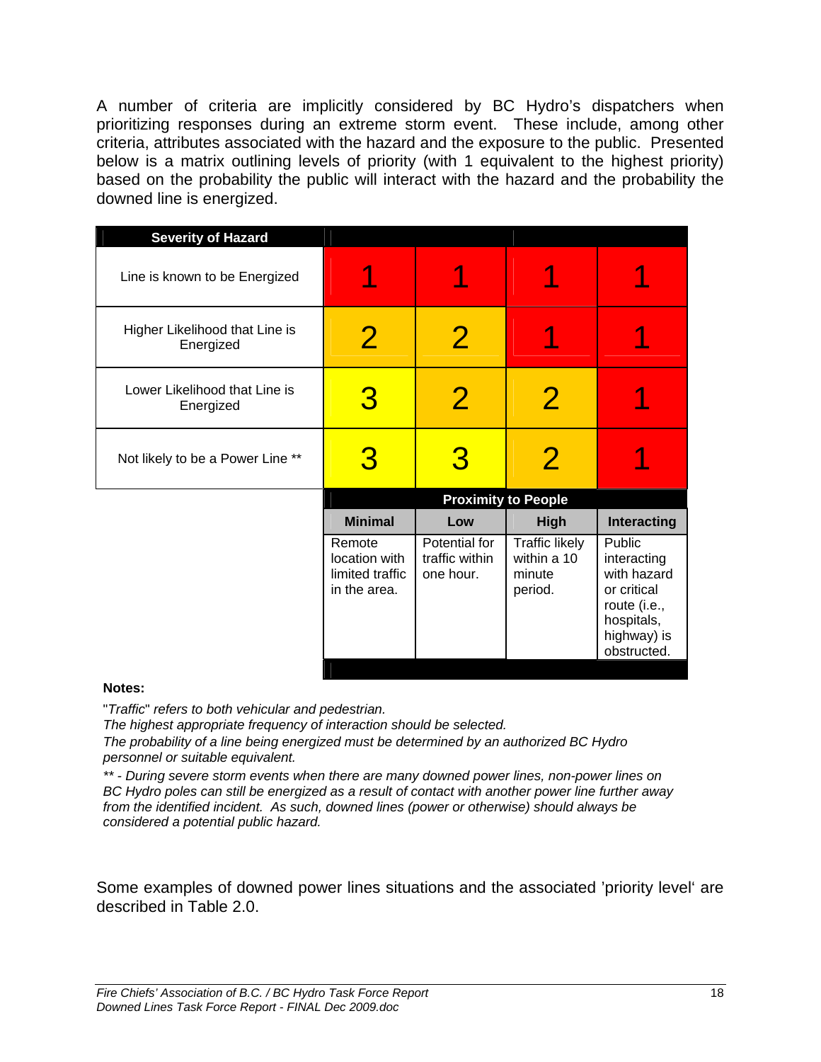A number of criteria are implicitly considered by BC Hydro's dispatchers when prioritizing responses during an extreme storm event. These include, among other criteria, attributes associated with the hazard and the exposure to the public. Presented below is a matrix outlining levels of priority (with 1 equivalent to the highest priority) based on the probability the public will interact with the hazard and the probability the downed line is energized.

| **Severity of Hazard** | | | | |
|---|---|---|---|---|
| Line is known to be Energized | 1 | 1 | 1 | 1 |
| Higher Likelihood that Line is Energized | 2 | 2 | 1 | 1 |
| Lower Likelihood that Line is Energized | 3 | 2 | 2 | 1 |
| Not likely to be a Power Line ** | 3 | 3 | 2 | 1 |
| | **Proximity to People** | | | |
| | **Minimal** | **Low** | **High** | **Interacting** |
| | Remote location with limited traffic in the area. | Potential for traffic within one hour. | Traffic likely within a 10 minute period. | Public interacting with hazard or critical route (i.e., hospitals, highway) is obstructed. |

**Notes:**

"*Traffic*" *refers to both vehicular and pedestrian.*
*The highest appropriate frequency of interaction should be selected.*
*The probability of a line being energized must be determined by an authorized BC Hydro personnel or suitable equivalent.*
*** - During severe storm events when there are many downed power lines, non-power lines on BC Hydro poles can still be energized as a result of contact with another power line further away from the identified incident. As such, downed lines (power or otherwise) should always be considered a potential public hazard.*

Some examples of downed power lines situations and the associated 'priority level' are described in Table 2.0.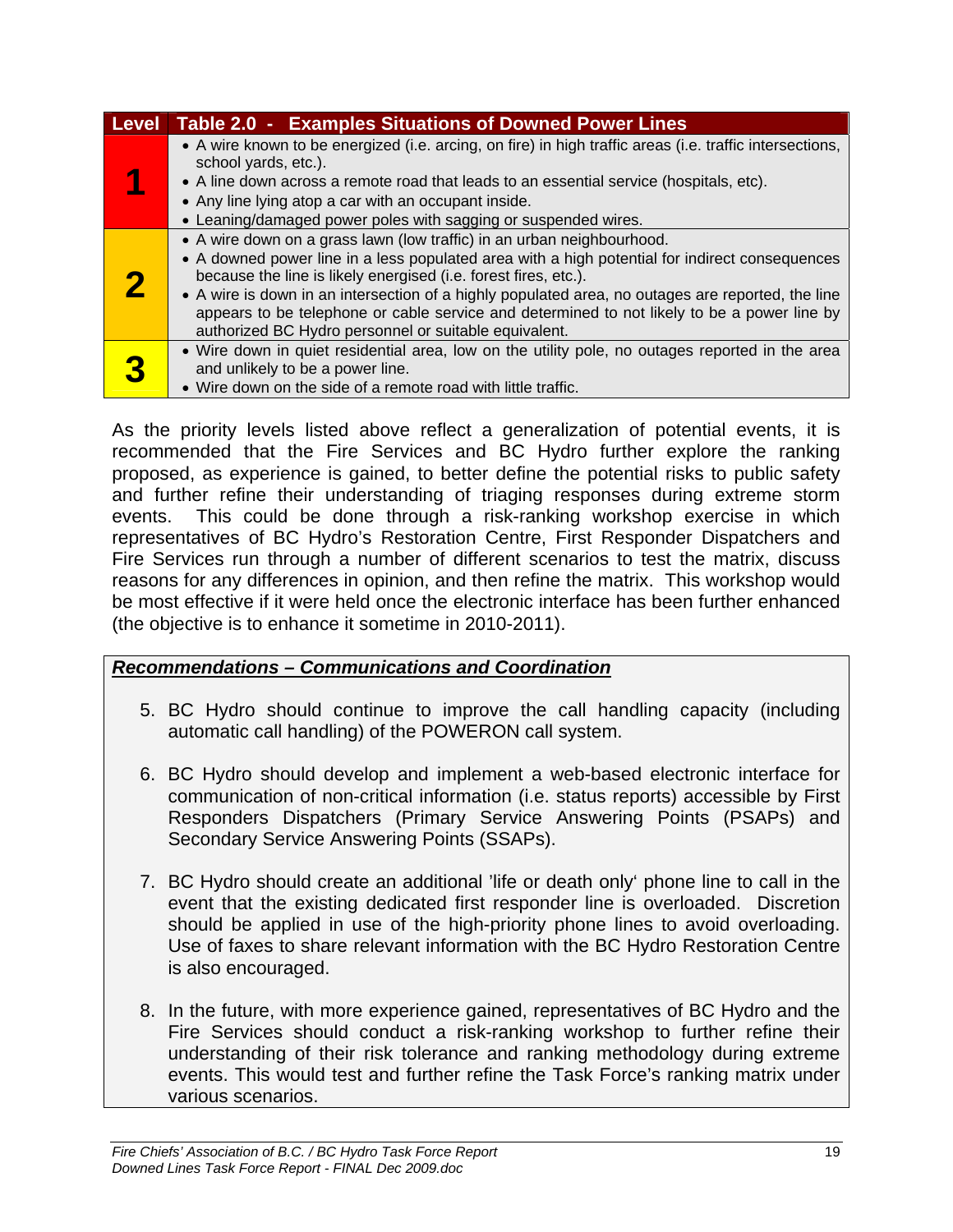| Level | Table 2.0 - Examples Situations of Downed Power Lines |
|---|---|
| 1 | • A wire known to be energized (i.e. arcing, on fire) in high traffic areas (i.e. traffic intersections, school yards, etc.).<br>• A line down across a remote road that leads to an essential service (hospitals, etc).<br>• Any line lying atop a car with an occupant inside.<br>• Leaning/damaged power poles with sagging or suspended wires. |
| 2 | • A wire down on a grass lawn (low traffic) in an urban neighbourhood.<br>• A downed power line in a less populated area with a high potential for indirect consequences because the line is likely energised (i.e. forest fires, etc.).<br>• A wire is down in an intersection of a highly populated area, no outages are reported, the line appears to be telephone or cable service and determined to not likely to be a power line by authorized BC Hydro personnel or suitable equivalent. |
| 3 | • Wire down in quiet residential area, low on the utility pole, no outages reported in the area and unlikely to be a power line.<br>• Wire down on the side of a remote road with little traffic. |

As the priority levels listed above reflect a generalization of potential events, it is recommended that the Fire Services and BC Hydro further explore the ranking proposed, as experience is gained, to better define the potential risks to public safety and further refine their understanding of triaging responses during extreme storm events. This could be done through a risk-ranking workshop exercise in which representatives of BC Hydro's Restoration Centre, First Responder Dispatchers and Fire Services run through a number of different scenarios to test the matrix, discuss reasons for any differences in opinion, and then refine the matrix. This workshop would be most effective if it were held once the electronic interface has been further enhanced (the objective is to enhance it sometime in 2010-2011).

***Recommendations – Communications and Coordination***

5. BC Hydro should continue to improve the call handling capacity (including automatic call handling) of the POWERON call system.

6. BC Hydro should develop and implement a web-based electronic interface for communication of non-critical information (i.e. status reports) accessible by First Responders Dispatchers (Primary Service Answering Points (PSAPs) and Secondary Service Answering Points (SSAPs).

7. BC Hydro should create an additional 'life or death only' phone line to call in the event that the existing dedicated first responder line is overloaded. Discretion should be applied in use of the high-priority phone lines to avoid overloading. Use of faxes to share relevant information with the BC Hydro Restoration Centre is also encouraged.

8. In the future, with more experience gained, representatives of BC Hydro and the Fire Services should conduct a risk-ranking workshop to further refine their understanding of their risk tolerance and ranking methodology during extreme events. This would test and further refine the Task Force's ranking matrix under various scenarios.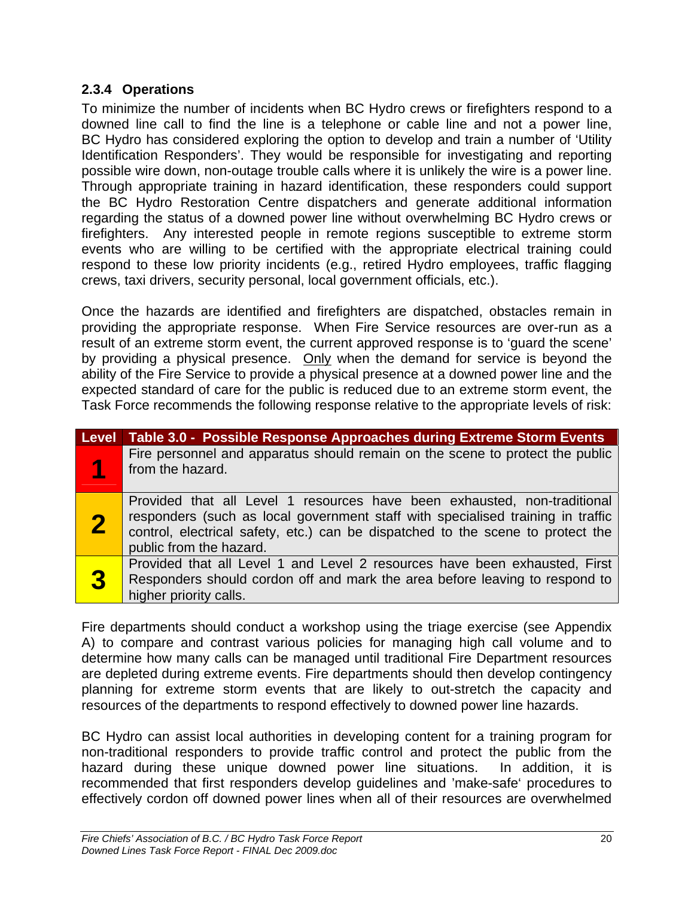### 2.3.4 Operations

To minimize the number of incidents when BC Hydro crews or firefighters respond to a downed line call to find the line is a telephone or cable line and not a power line, BC Hydro has considered exploring the option to develop and train a number of 'Utility Identification Responders'. They would be responsible for investigating and reporting possible wire down, non-outage trouble calls where it is unlikely the wire is a power line. Through appropriate training in hazard identification, these responders could support the BC Hydro Restoration Centre dispatchers and generate additional information regarding the status of a downed power line without overwhelming BC Hydro crews or firefighters. Any interested people in remote regions susceptible to extreme storm events who are willing to be certified with the appropriate electrical training could respond to these low priority incidents (e.g., retired Hydro employees, traffic flagging crews, taxi drivers, security personal, local government officials, etc.).

Once the hazards are identified and firefighters are dispatched, obstacles remain in providing the appropriate response. When Fire Service resources are over-run as a result of an extreme storm event, the current approved response is to 'guard the scene' by providing a physical presence. Only when the demand for service is beyond the ability of the Fire Service to provide a physical presence at a downed power line and the expected standard of care for the public is reduced due to an extreme storm event, the Task Force recommends the following response relative to the appropriate levels of risk:

| Level | Table 3.0 - Possible Response Approaches during Extreme Storm Events |
|---|---|
| 1 | Fire personnel and apparatus should remain on the scene to protect the public from the hazard. |
| 2 | Provided that all Level 1 resources have been exhausted, non-traditional responders (such as local government staff with specialised training in traffic control, electrical safety, etc.) can be dispatched to the scene to protect the public from the hazard. |
| 3 | Provided that all Level 1 and Level 2 resources have been exhausted, First Responders should cordon off and mark the area before leaving to respond to higher priority calls. |

Fire departments should conduct a workshop using the triage exercise (see Appendix A) to compare and contrast various policies for managing high call volume and to determine how many calls can be managed until traditional Fire Department resources are depleted during extreme events. Fire departments should then develop contingency planning for extreme storm events that are likely to out-stretch the capacity and resources of the departments to respond effectively to downed power line hazards.

BC Hydro can assist local authorities in developing content for a training program for non-traditional responders to provide traffic control and protect the public from the hazard during these unique downed power line situations. In addition, it is recommended that first responders develop guidelines and 'make-safe' procedures to effectively cordon off downed power lines when all of their resources are overwhelmed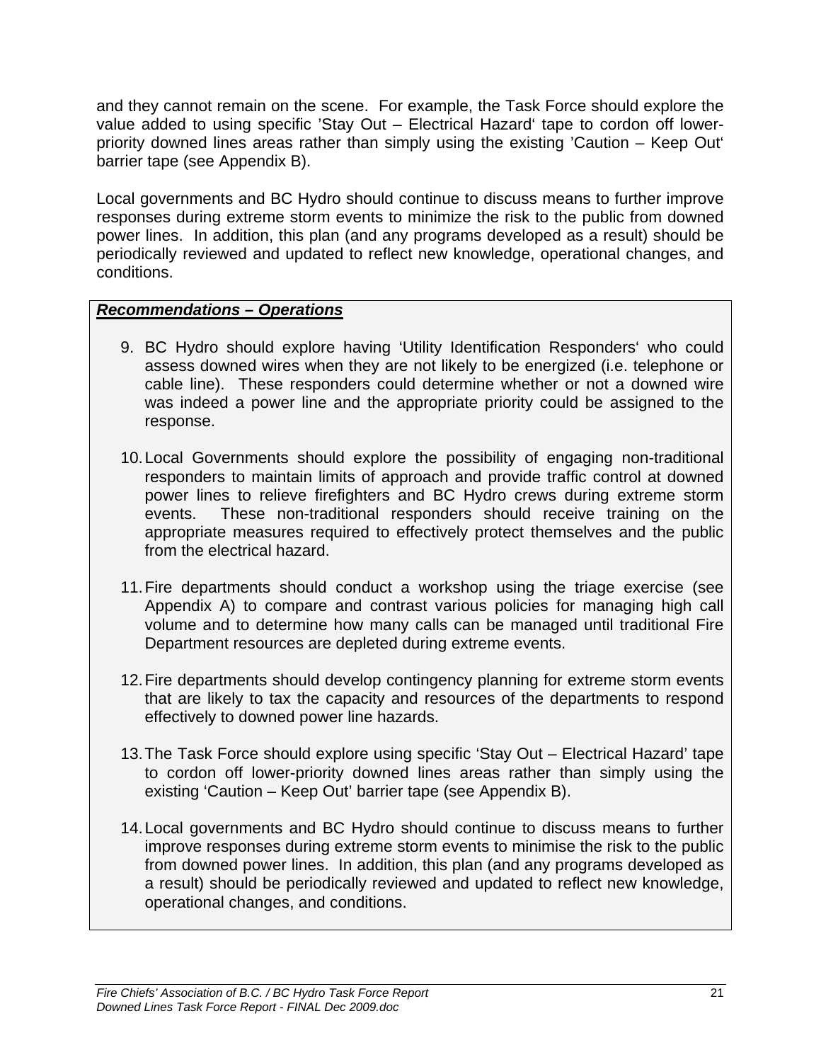and they cannot remain on the scene. For example, the Task Force should explore the value added to using specific 'Stay Out – Electrical Hazard' tape to cordon off lower-priority downed lines areas rather than simply using the existing 'Caution – Keep Out' barrier tape (see Appendix B).

Local governments and BC Hydro should continue to discuss means to further improve responses during extreme storm events to minimize the risk to the public from downed power lines. In addition, this plan (and any programs developed as a result) should be periodically reviewed and updated to reflect new knowledge, operational changes, and conditions.

***Recommendations – Operations***

9. BC Hydro should explore having 'Utility Identification Responders' who could assess downed wires when they are not likely to be energized (i.e. telephone or cable line). These responders could determine whether or not a downed wire was indeed a power line and the appropriate priority could be assigned to the response.

10. Local Governments should explore the possibility of engaging non-traditional responders to maintain limits of approach and provide traffic control at downed power lines to relieve firefighters and BC Hydro crews during extreme storm events. These non-traditional responders should receive training on the appropriate measures required to effectively protect themselves and the public from the electrical hazard.

11. Fire departments should conduct a workshop using the triage exercise (see Appendix A) to compare and contrast various policies for managing high call volume and to determine how many calls can be managed until traditional Fire Department resources are depleted during extreme events.

12. Fire departments should develop contingency planning for extreme storm events that are likely to tax the capacity and resources of the departments to respond effectively to downed power line hazards.

13. The Task Force should explore using specific 'Stay Out – Electrical Hazard' tape to cordon off lower-priority downed lines areas rather than simply using the existing 'Caution – Keep Out' barrier tape (see Appendix B).

14. Local governments and BC Hydro should continue to discuss means to further improve responses during extreme storm events to minimise the risk to the public from downed power lines. In addition, this plan (and any programs developed as a result) should be periodically reviewed and updated to reflect new knowledge, operational changes, and conditions.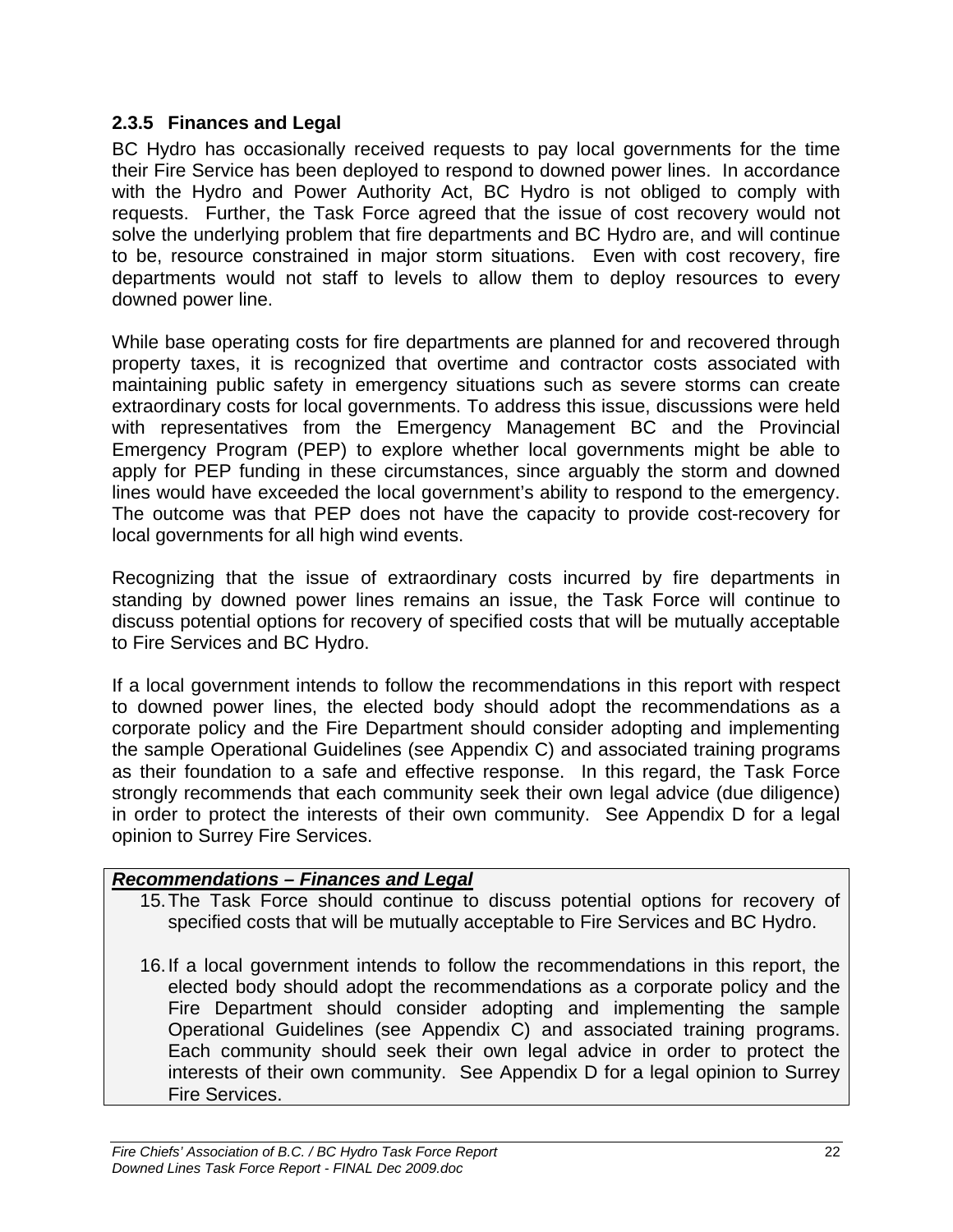### 2.3.5 Finances and Legal

BC Hydro has occasionally received requests to pay local governments for the time their Fire Service has been deployed to respond to downed power lines. In accordance with the Hydro and Power Authority Act, BC Hydro is not obliged to comply with requests. Further, the Task Force agreed that the issue of cost recovery would not solve the underlying problem that fire departments and BC Hydro are, and will continue to be, resource constrained in major storm situations. Even with cost recovery, fire departments would not staff to levels to allow them to deploy resources to every downed power line.

While base operating costs for fire departments are planned for and recovered through property taxes, it is recognized that overtime and contractor costs associated with maintaining public safety in emergency situations such as severe storms can create extraordinary costs for local governments. To address this issue, discussions were held with representatives from the Emergency Management BC and the Provincial Emergency Program (PEP) to explore whether local governments might be able to apply for PEP funding in these circumstances, since arguably the storm and downed lines would have exceeded the local government's ability to respond to the emergency. The outcome was that PEP does not have the capacity to provide cost-recovery for local governments for all high wind events.

Recognizing that the issue of extraordinary costs incurred by fire departments in standing by downed power lines remains an issue, the Task Force will continue to discuss potential options for recovery of specified costs that will be mutually acceptable to Fire Services and BC Hydro.

If a local government intends to follow the recommendations in this report with respect to downed power lines, the elected body should adopt the recommendations as a corporate policy and the Fire Department should consider adopting and implementing the sample Operational Guidelines (see Appendix C) and associated training programs as their foundation to a safe and effective response. In this regard, the Task Force strongly recommends that each community seek their own legal advice (due diligence) in order to protect the interests of their own community. See Appendix D for a legal opinion to Surrey Fire Services.

***Recommendations – Finances and Legal***

15. The Task Force should continue to discuss potential options for recovery of specified costs that will be mutually acceptable to Fire Services and BC Hydro.

16. If a local government intends to follow the recommendations in this report, the elected body should adopt the recommendations as a corporate policy and the Fire Department should consider adopting and implementing the sample Operational Guidelines (see Appendix C) and associated training programs. Each community should seek their own legal advice in order to protect the interests of their own community. See Appendix D for a legal opinion to Surrey Fire Services.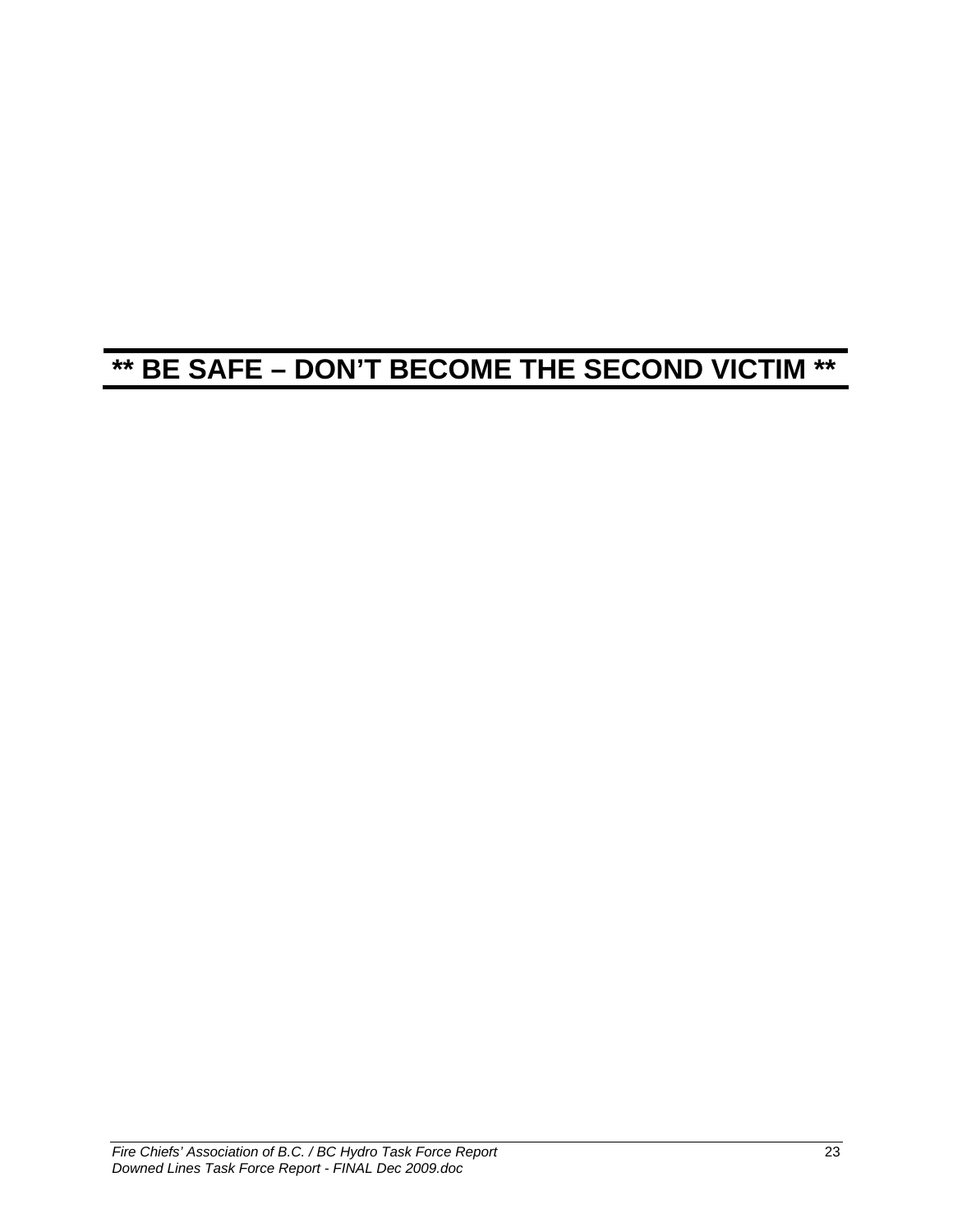**** BE SAFE – DON'T BECOME THE SECOND VICTIM ****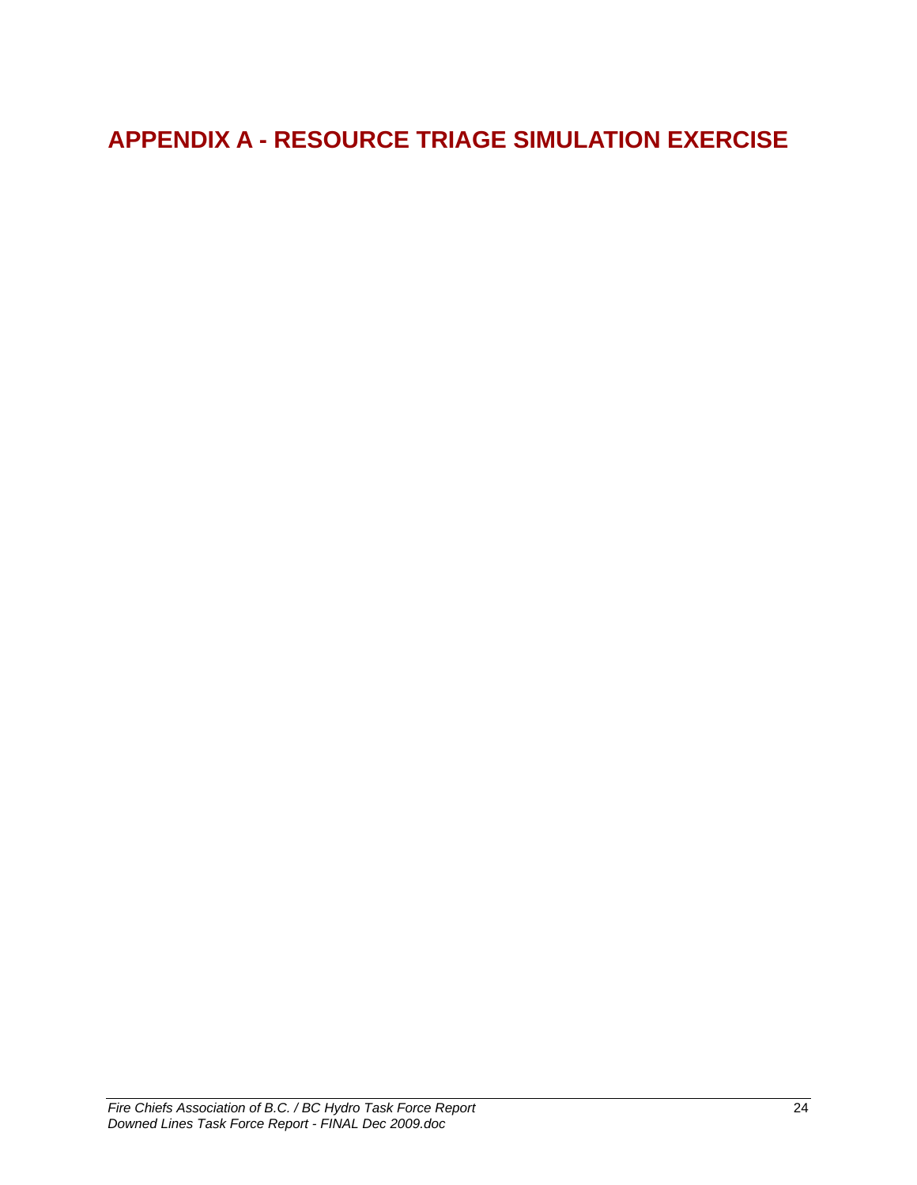# APPENDIX A - RESOURCE TRIAGE SIMULATION EXERCISE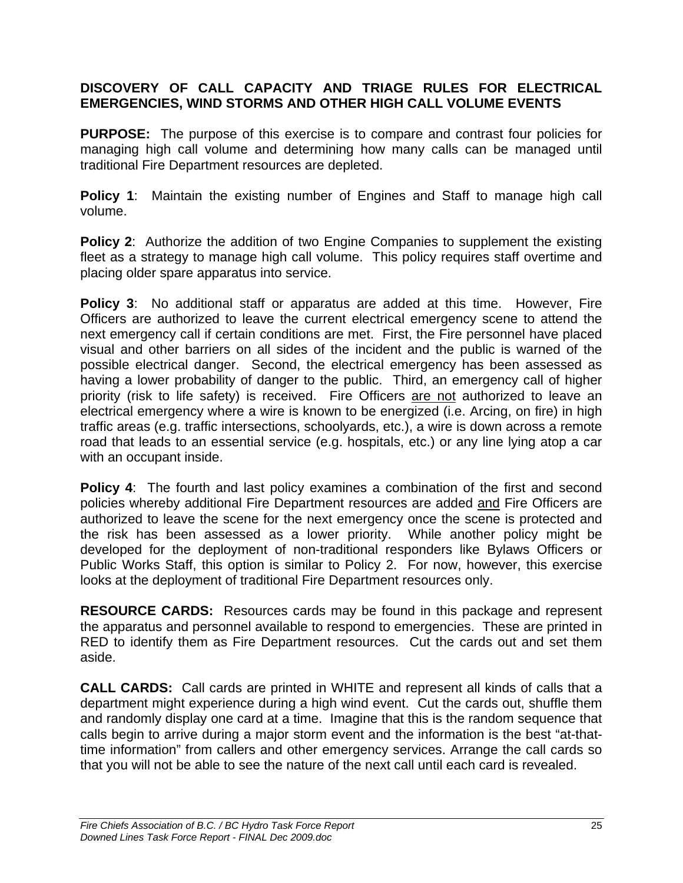**DISCOVERY OF CALL CAPACITY AND TRIAGE RULES FOR ELECTRICAL EMERGENCIES, WIND STORMS AND OTHER HIGH CALL VOLUME EVENTS**

**PURPOSE:** The purpose of this exercise is to compare and contrast four policies for managing high call volume and determining how many calls can be managed until traditional Fire Department resources are depleted.

**Policy 1**: Maintain the existing number of Engines and Staff to manage high call volume.

**Policy 2**: Authorize the addition of two Engine Companies to supplement the existing fleet as a strategy to manage high call volume. This policy requires staff overtime and placing older spare apparatus into service.

**Policy 3**: No additional staff or apparatus are added at this time. However, Fire Officers are authorized to leave the current electrical emergency scene to attend the next emergency call if certain conditions are met. First, the Fire personnel have placed visual and other barriers on all sides of the incident and the public is warned of the possible electrical danger. Second, the electrical emergency has been assessed as having a lower probability of danger to the public. Third, an emergency call of higher priority (risk to life safety) is received. Fire Officers <u>are not</u> authorized to leave an electrical emergency where a wire is known to be energized (i.e. Arcing, on fire) in high traffic areas (e.g. traffic intersections, schoolyards, etc.), a wire is down across a remote road that leads to an essential service (e.g. hospitals, etc.) or any line lying atop a car with an occupant inside.

**Policy 4**: The fourth and last policy examines a combination of the first and second policies whereby additional Fire Department resources are added <u>and</u> Fire Officers are authorized to leave the scene for the next emergency once the scene is protected and the risk has been assessed as a lower priority. While another policy might be developed for the deployment of non-traditional responders like Bylaws Officers or Public Works Staff, this option is similar to Policy 2. For now, however, this exercise looks at the deployment of traditional Fire Department resources only.

**RESOURCE CARDS:** Resources cards may be found in this package and represent the apparatus and personnel available to respond to emergencies. These are printed in RED to identify them as Fire Department resources. Cut the cards out and set them aside.

**CALL CARDS:** Call cards are printed in WHITE and represent all kinds of calls that a department might experience during a high wind event. Cut the cards out, shuffle them and randomly display one card at a time. Imagine that this is the random sequence that calls begin to arrive during a major storm event and the information is the best "at-that-time information" from callers and other emergency services. Arrange the call cards so that you will not be able to see the nature of the next call until each card is revealed.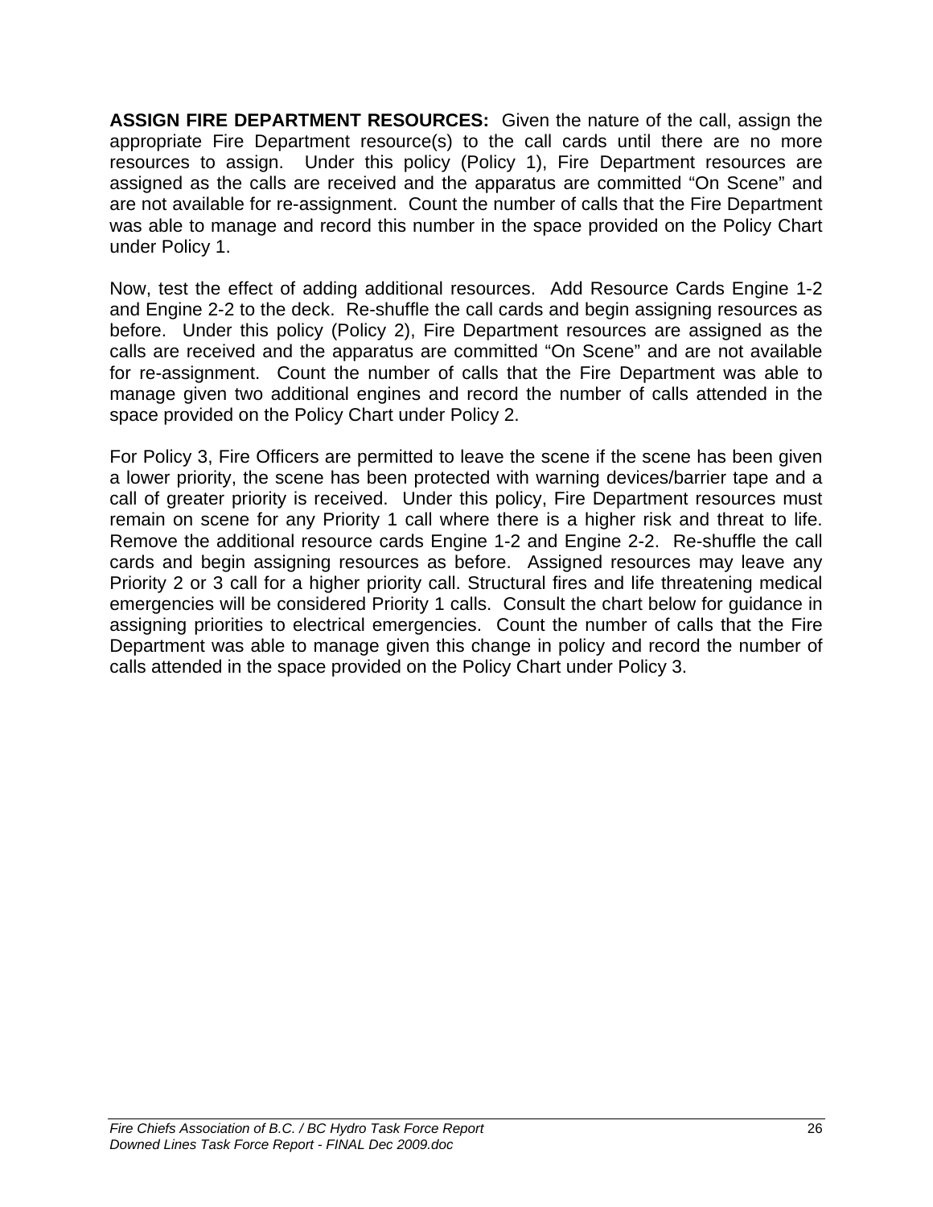**ASSIGN FIRE DEPARTMENT RESOURCES:** Given the nature of the call, assign the appropriate Fire Department resource(s) to the call cards until there are no more resources to assign. Under this policy (Policy 1), Fire Department resources are assigned as the calls are received and the apparatus are committed "On Scene" and are not available for re-assignment. Count the number of calls that the Fire Department was able to manage and record this number in the space provided on the Policy Chart under Policy 1.

Now, test the effect of adding additional resources. Add Resource Cards Engine 1-2 and Engine 2-2 to the deck. Re-shuffle the call cards and begin assigning resources as before. Under this policy (Policy 2), Fire Department resources are assigned as the calls are received and the apparatus are committed "On Scene" and are not available for re-assignment. Count the number of calls that the Fire Department was able to manage given two additional engines and record the number of calls attended in the space provided on the Policy Chart under Policy 2.

For Policy 3, Fire Officers are permitted to leave the scene if the scene has been given a lower priority, the scene has been protected with warning devices/barrier tape and a call of greater priority is received. Under this policy, Fire Department resources must remain on scene for any Priority 1 call where there is a higher risk and threat to life. Remove the additional resource cards Engine 1-2 and Engine 2-2. Re-shuffle the call cards and begin assigning resources as before. Assigned resources may leave any Priority 2 or 3 call for a higher priority call. Structural fires and life threatening medical emergencies will be considered Priority 1 calls. Consult the chart below for guidance in assigning priorities to electrical emergencies. Count the number of calls that the Fire Department was able to manage given this change in policy and record the number of calls attended in the space provided on the Policy Chart under Policy 3.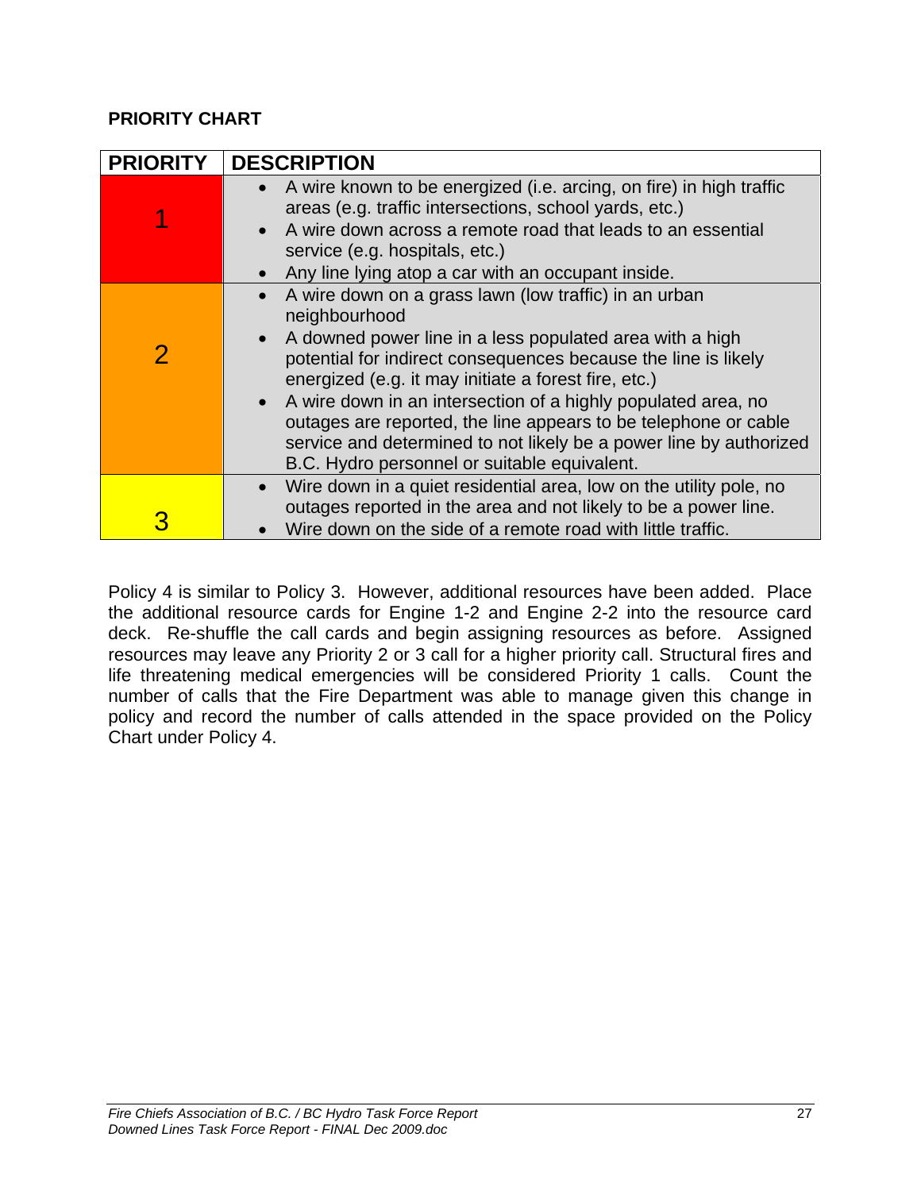**PRIORITY CHART**

| PRIORITY | DESCRIPTION |
|---|---|
| 1 | • A wire known to be energized (i.e. arcing, on fire) in high traffic areas (e.g. traffic intersections, school yards, etc.)<br>• A wire down across a remote road that leads to an essential service (e.g. hospitals, etc.)<br>• Any line lying atop a car with an occupant inside. |
| 2 | • A wire down on a grass lawn (low traffic) in an urban neighbourhood<br>• A downed power line in a less populated area with a high potential for indirect consequences because the line is likely energized (e.g. it may initiate a forest fire, etc.)<br>• A wire down in an intersection of a highly populated area, no outages are reported, the line appears to be telephone or cable service and determined to not likely be a power line by authorized B.C. Hydro personnel or suitable equivalent. |
| 3 | • Wire down in a quiet residential area, low on the utility pole, no outages reported in the area and not likely to be a power line.<br>• Wire down on the side of a remote road with little traffic. |

Policy 4 is similar to Policy 3. However, additional resources have been added. Place the additional resource cards for Engine 1-2 and Engine 2-2 into the resource card deck. Re-shuffle the call cards and begin assigning resources as before. Assigned resources may leave any Priority 2 or 3 call for a higher priority call. Structural fires and life threatening medical emergencies will be considered Priority 1 calls. Count the number of calls that the Fire Department was able to manage given this change in policy and record the number of calls attended in the space provided on the Policy Chart under Policy 4.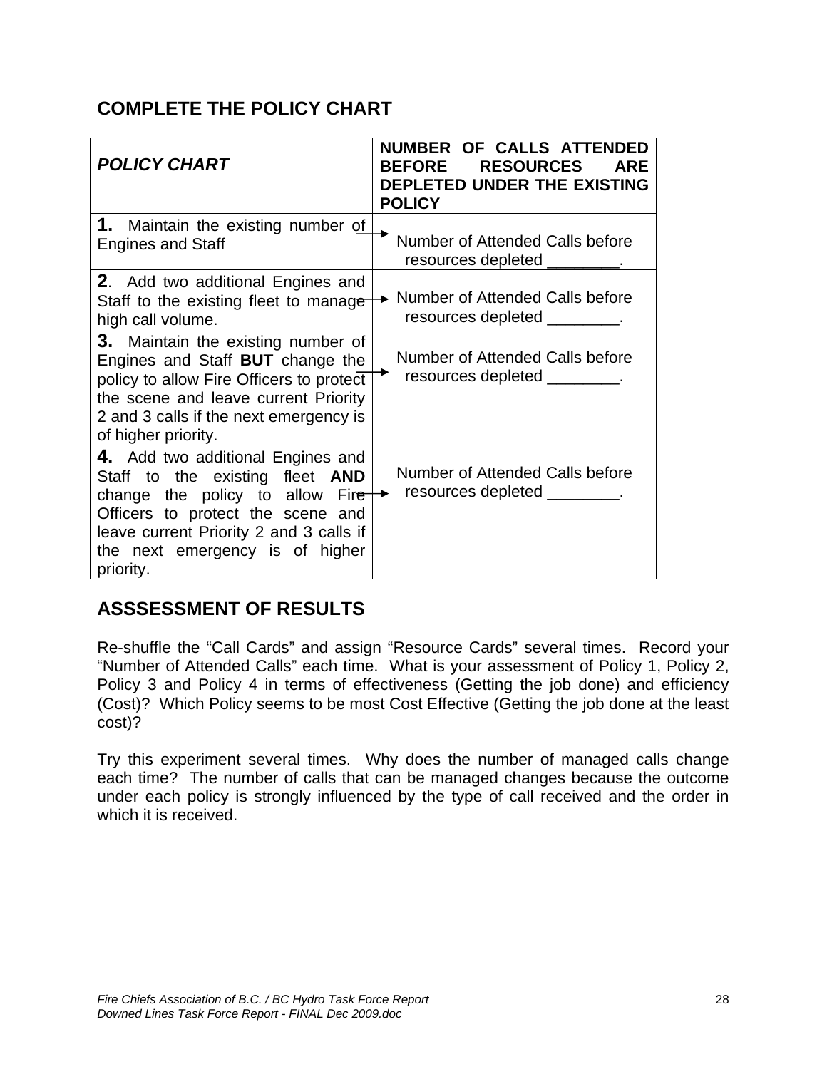## COMPLETE THE POLICY CHART

| *POLICY CHART* | **NUMBER OF CALLS ATTENDED BEFORE RESOURCES ARE DEPLETED UNDER THE EXISTING POLICY** |
|---|---|
| **1.** Maintain the existing number of Engines and Staff | Number of Attended Calls before resources depleted ________. |
| **2**. Add two additional Engines and Staff to the existing fleet to manage high call volume. | Number of Attended Calls before resources depleted ________. |
| **3.** Maintain the existing number of Engines and Staff **BUT** change the policy to allow Fire Officers to protect the scene and leave current Priority 2 and 3 calls if the next emergency is of higher priority. | Number of Attended Calls before resources depleted ________. |
| **4.** Add two additional Engines and Staff to the existing fleet **AND** change the policy to allow Fire Officers to protect the scene and leave current Priority 2 and 3 calls if the next emergency is of higher priority. | Number of Attended Calls before resources depleted ________. |

## ASSSESSMENT OF RESULTS

Re-shuffle the "Call Cards" and assign "Resource Cards" several times. Record your "Number of Attended Calls" each time. What is your assessment of Policy 1, Policy 2, Policy 3 and Policy 4 in terms of effectiveness (Getting the job done) and efficiency (Cost)? Which Policy seems to be most Cost Effective (Getting the job done at the least cost)?

Try this experiment several times. Why does the number of managed calls change each time? The number of calls that can be managed changes because the outcome under each policy is strongly influenced by the type of call received and the order in which it is received.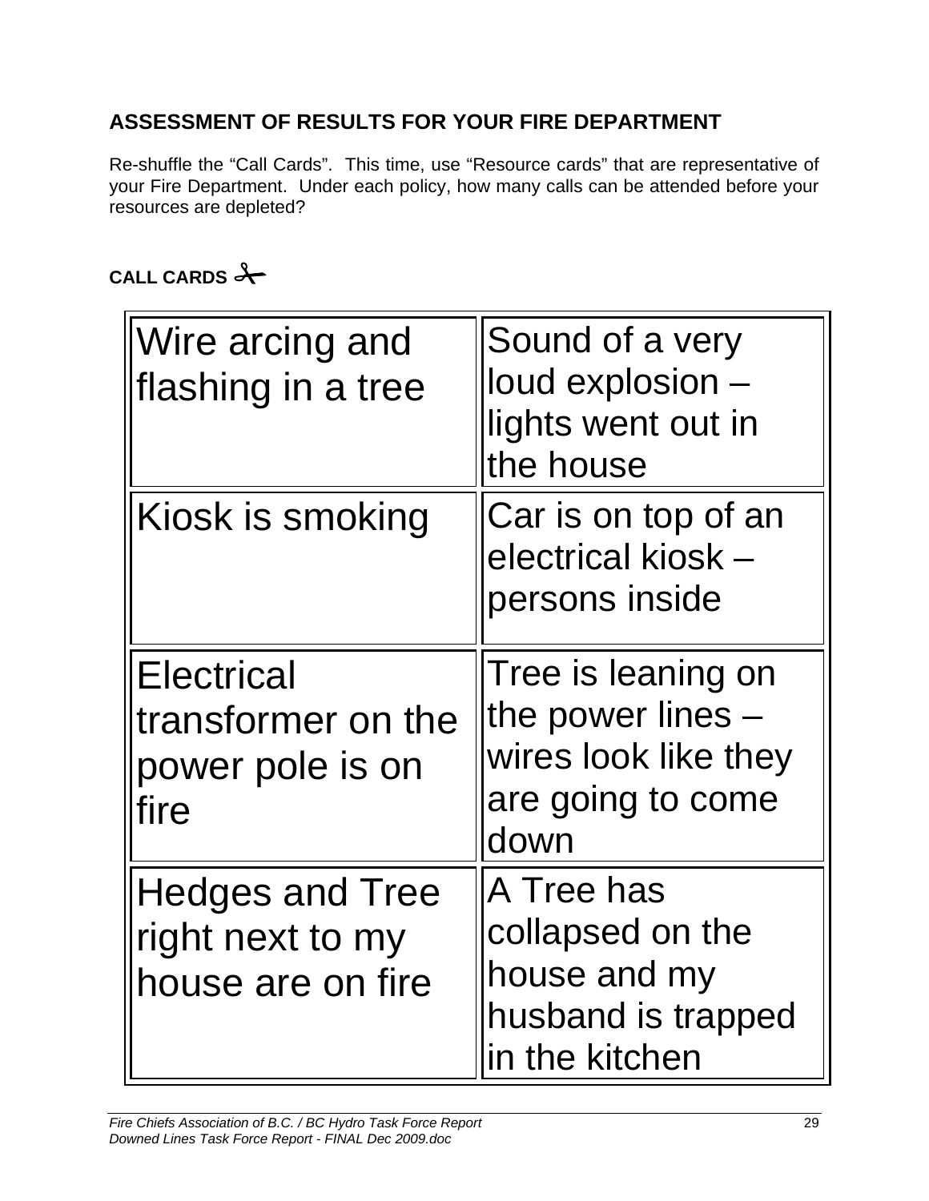## ASSESSMENT OF RESULTS FOR YOUR FIRE DEPARTMENT

Re-shuffle the "Call Cards". This time, use "Resource cards" that are representative of your Fire Department. Under each policy, how many calls can be attended before your resources are depleted?

### CALL CARDS ✂

| | |
|---|---|
| Wire arcing and flashing in a tree | Sound of a very loud explosion – lights went out in the house |
| Kiosk is smoking | Car is on top of an electrical kiosk – persons inside |
| Electrical transformer on the power pole is on fire | Tree is leaning on the power lines – wires look like they are going to come down |
| Hedges and Tree right next to my house are on fire | A Tree has collapsed on the house and my husband is trapped in the kitchen |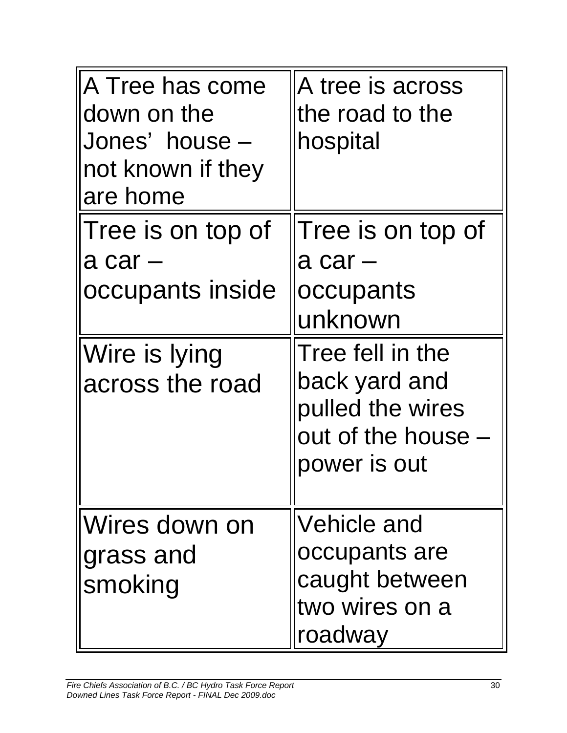| | |
|---|---|
| A Tree has come down on the Jones' house – not known if they are home | A tree is across the road to the hospital |
| Tree is on top of a car – occupants inside | Tree is on top of a car – occupants unknown |
| Wire is lying across the road | Tree fell in the back yard and pulled the wires out of the house – power is out |
| Wires down on grass and smoking | Vehicle and occupants are caught between two wires on a roadway |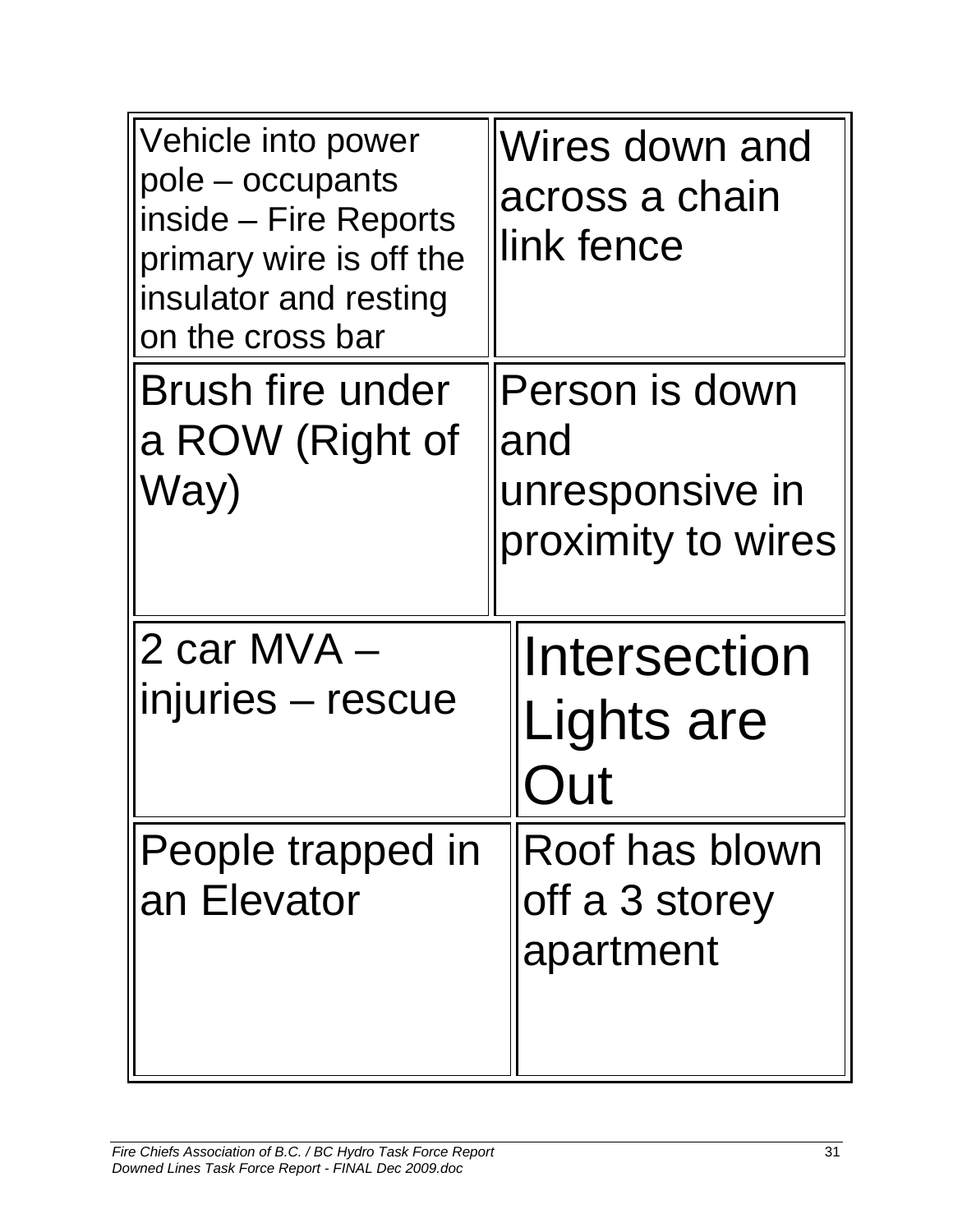| | |
|---|---|
| Vehicle into power pole – occupants inside – Fire Reports primary wire is off the insulator and resting on the cross bar | Wires down and across a chain link fence |
| Brush fire under a ROW (Right of Way) | Person is down and unresponsive in proximity to wires |
| 2 car MVA – injuries – rescue | Intersection Lights are Out |
| People trapped in an Elevator | Roof has blown off a 3 storey apartment |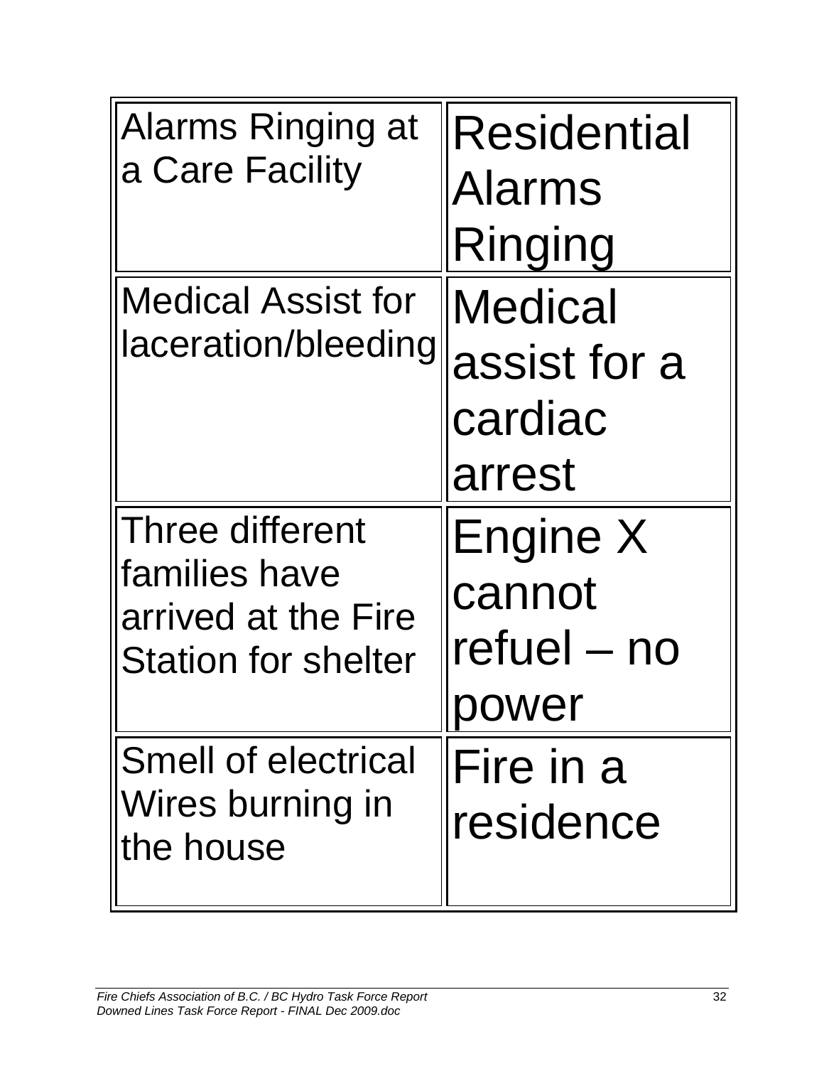| Alarms Ringing at a Care Facility | Residential Alarms Ringing |
|---|---|
| Medical Assist for laceration/bleeding | Medical assist for a cardiac arrest |
| Three different families have arrived at the Fire Station for shelter | Engine X cannot refuel – no power |
| Smell of electrical Wires burning in the house | Fire in a residence |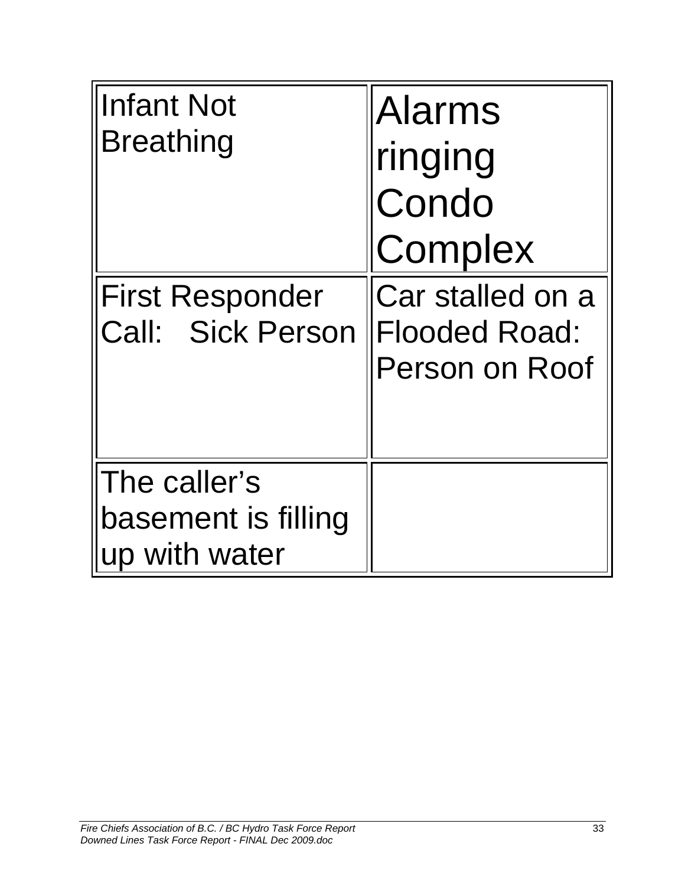| | |
|---|---|
| Infant Not Breathing | Alarms ringing Condo Complex |
| First Responder Call: Sick Person | Car stalled on a Flooded Road: Person on Roof |
| The caller's basement is filling up with water | |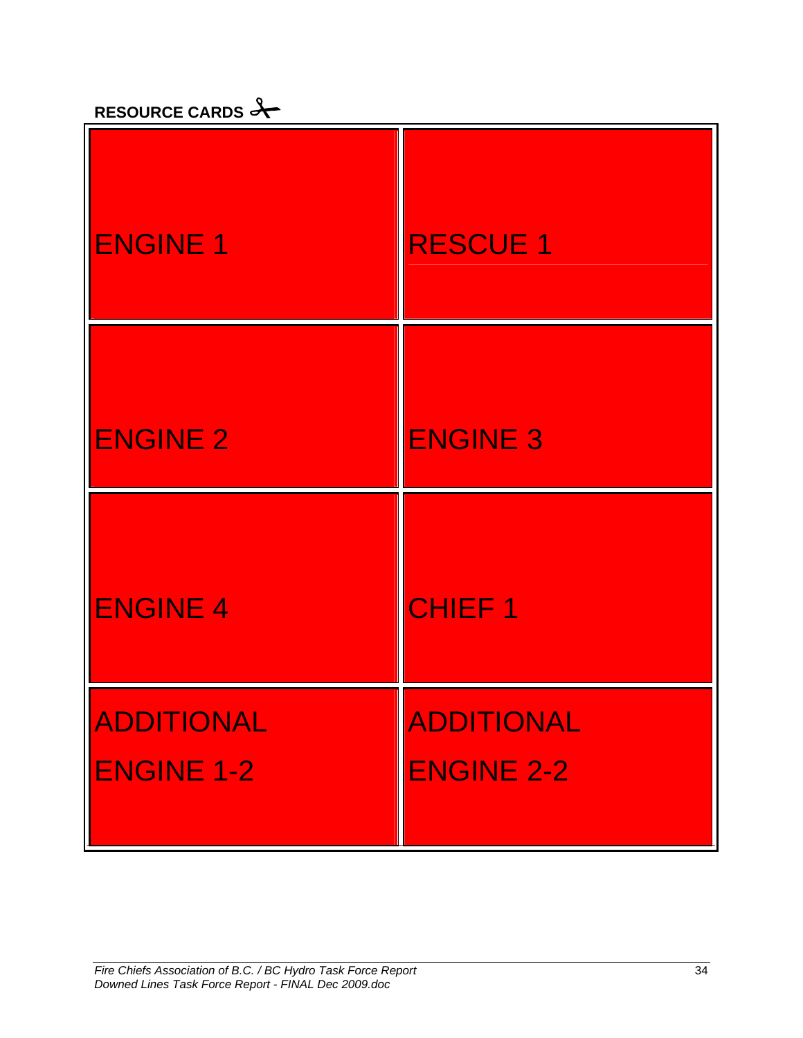**RESOURCE CARDS ✂**

| | |
|---|---|
| ENGINE 1 | RESCUE 1 |
| ENGINE 2 | ENGINE 3 |
| ENGINE 4 | CHIEF 1 |
| ADDITIONAL ENGINE 1-2 | ADDITIONAL ENGINE 2-2 |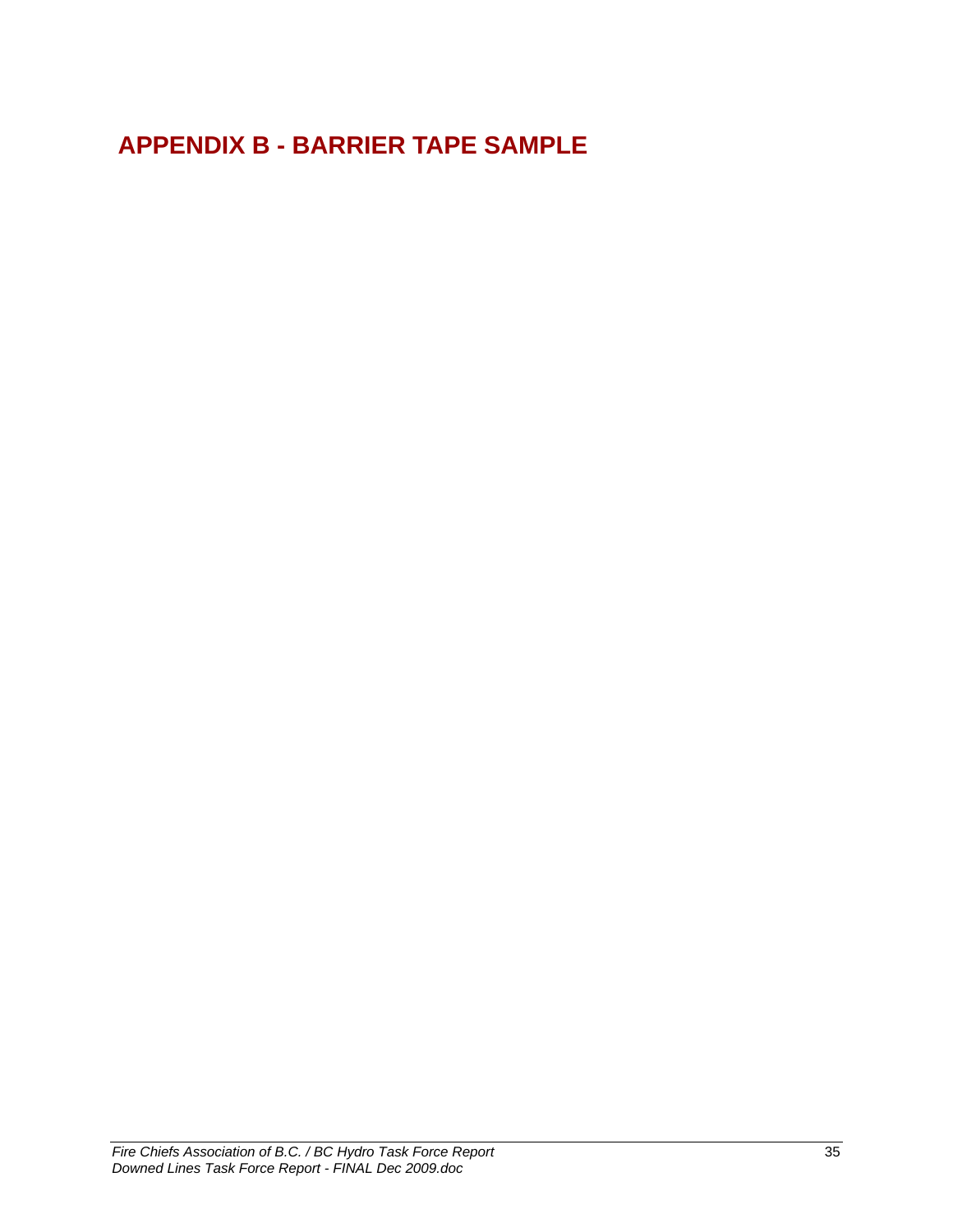# APPENDIX B - BARRIER TAPE SAMPLE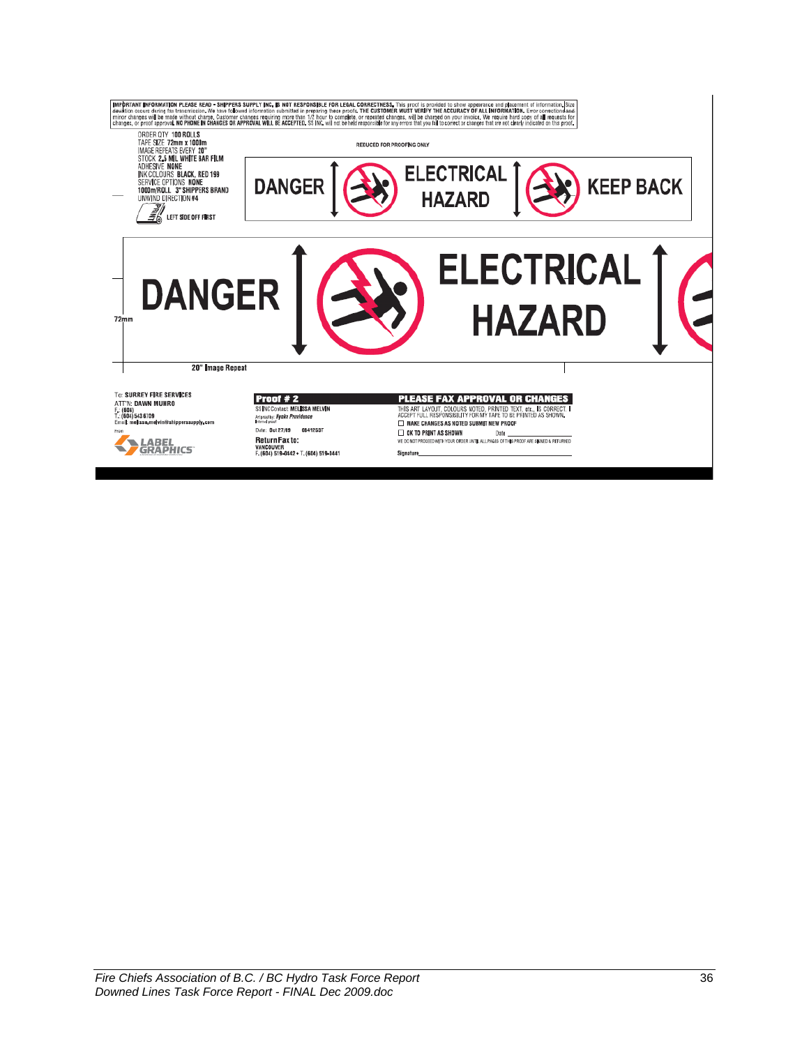IMPORTANT INFORMATION PLEASE READ - SHIPPERS SUPPLY INC. IS NOT RESPONSIBLE FOR LEGAL CORRECTNESS. This proof is provided to show appearance and placement of information. Size deviation occurs during fax transmission. We have followed information submitted in preparing these proofs. THE CUSTOMER MUST VERIFY THE ACCURACY OF ALL INFORMATION. Error corrections and minor changes will be made without charge. Customer changes requiring more than 1/2 hour to complete, or repeated changes, will be charged on your invoice. We require hard copy of all requests for changes, or proof approval. NO PHONE IN CHANGES OR APPROVAL WILL BE ACCEPTED. SS INC. will not be held responsible for any errors that you fail to correct or changes that are not clearly indicated on this proof.

ORDER QTY 100 ROLLS
TAPE SIZE 72mm x 1000m
IMAGE REPEATS EVERY 20"
STOCK 2.5 MIL WHITE BAR FILM
ADHESIVE NONE
INK COLOURS BLACK, RED 199
SERVICE OPTIONS NONE
1000m/ROLL 3" SHIPPERS BRAND
UNWIND DIRECTION #4
LEFT SIDE OFF FIRST

REDUCED FOR PROOFING ONLY

DANGER | ELECTRICAL HAZARD | KEEP BACK

DANGER | ELECTRICAL HAZARD

72mm

20" Image Repeat

To: SURREY FIRE SERVICES
ATT'N: DAWN MUNRO
F. (604)
T. (604) 543 6709
Email: melissa.melvin@shipperssupply.com
From

LABEL GRAPHICS

**Proof # 2**
SS INC Contact: MELISSA MELVIN
Artproofer: Hyoke Providence
Internal proof
Date: Oct 27/09 08412537
**Return Fax to:**
VANCOUVER
F. (604) 519-0442 • T. (604) 519-1441

**PLEASE FAX APPROVAL OR CHANGES**
THIS ART LAYOUT, COLOURS NOTED, PRINTED TEXT, etc., IS CORRECT. I ACCEPT FULL RESPONSIBILITY FOR MY TAPE TO BE PRINTED AS SHOWN.
☐ MAKE CHANGES AS NOTED SUBMIT NEW PROOF
☐ OK TO PRINT AS SHOWN Date ____________
WE DO NOT PROCEED WITH YOUR ORDER UNTIL ALL PAGES OF THIS PROOF ARE SIGNED & RETURNED
Signature____________________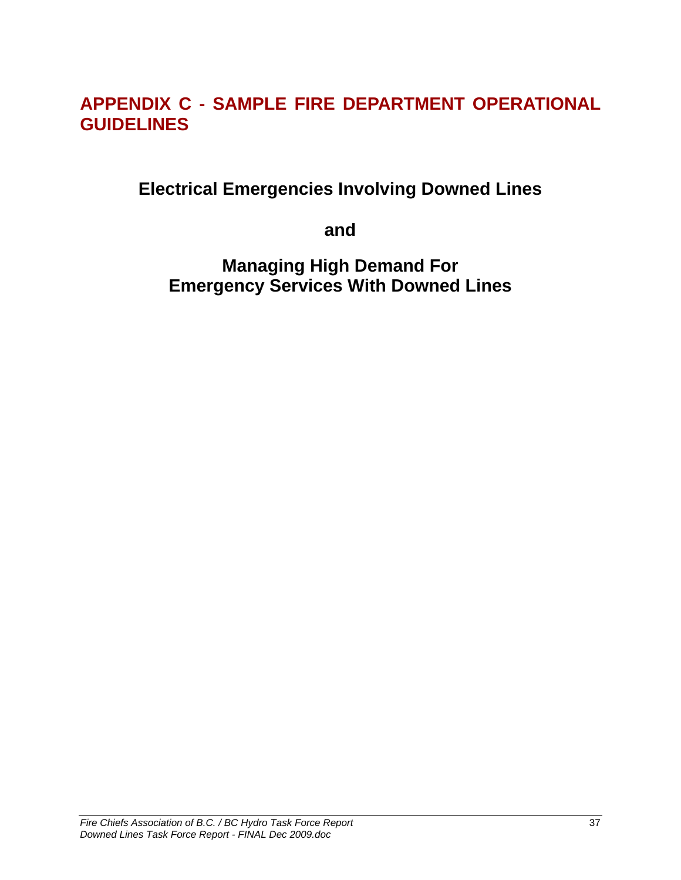# APPENDIX C - SAMPLE FIRE DEPARTMENT OPERATIONAL GUIDELINES

## Electrical Emergencies Involving Downed Lines

**and**

## Managing High Demand For Emergency Services With Downed Lines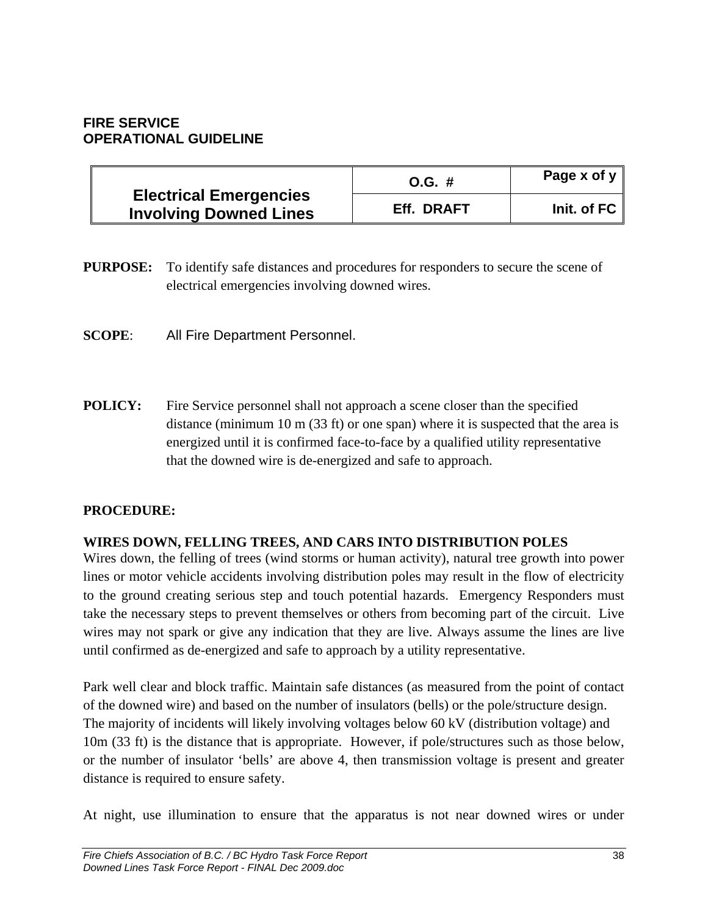**FIRE SERVICE**
**OPERATIONAL GUIDELINE**

| Electrical Emergencies Involving Downed Lines | O.G. # | Page x of y |
|---|---|---|
| | Eff. DRAFT | Init. of FC |

**PURPOSE:** To identify safe distances and procedures for responders to secure the scene of electrical emergencies involving downed wires.

**SCOPE**: All Fire Department Personnel.

**POLICY:** Fire Service personnel shall not approach a scene closer than the specified distance (minimum 10 m (33 ft) or one span) where it is suspected that the area is energized until it is confirmed face-to-face by a qualified utility representative that the downed wire is de-energized and safe to approach.

**PROCEDURE:**

**WIRES DOWN, FELLING TREES, AND CARS INTO DISTRIBUTION POLES**

Wires down, the felling of trees (wind storms or human activity), natural tree growth into power lines or motor vehicle accidents involving distribution poles may result in the flow of electricity to the ground creating serious step and touch potential hazards. Emergency Responders must take the necessary steps to prevent themselves or others from becoming part of the circuit. Live wires may not spark or give any indication that they are live. Always assume the lines are live until confirmed as de-energized and safe to approach by a utility representative.

Park well clear and block traffic. Maintain safe distances (as measured from the point of contact of the downed wire) and based on the number of insulators (bells) or the pole/structure design. The majority of incidents will likely involving voltages below 60 kV (distribution voltage) and 10m (33 ft) is the distance that is appropriate. However, if pole/structures such as those below, or the number of insulator 'bells' are above 4, then transmission voltage is present and greater distance is required to ensure safety.

At night, use illumination to ensure that the apparatus is not near downed wires or under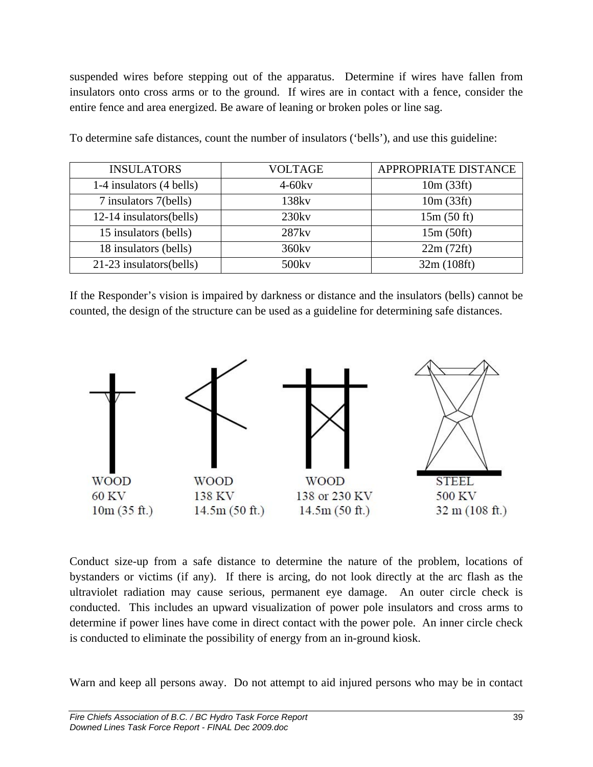suspended wires before stepping out of the apparatus. Determine if wires have fallen from insulators onto cross arms or to the ground. If wires are in contact with a fence, consider the entire fence and area energized. Be aware of leaning or broken poles or line sag.

To determine safe distances, count the number of insulators (‘bells’), and use this guideline:

| INSULATORS | VOLTAGE | APPROPRIATE DISTANCE |
|---|---|---|
| 1-4 insulators (4 bells) | 4-60kv | 10m (33ft) |
| 7 insulators 7(bells) | 138kv | 10m (33ft) |
| 12-14 insulators(bells) | 230kv | 15m (50 ft) |
| 15 insulators (bells) | 287kv | 15m (50ft) |
| 18 insulators (bells) | 360kv | 22m (72ft) |
| 21-23 insulators(bells) | 500kv | 32m (108ft) |

If the Responder’s vision is impaired by darkness or distance and the insulators (bells) cannot be counted, the design of the structure can be used as a guideline for determining safe distances.

WOOD
60 KV
10m (35 ft.)

WOOD
138 KV
14.5m (50 ft.)

WOOD
138 or 230 KV
14.5m (50 ft.)

STEEL
500 KV
32 m (108 ft.)

Conduct size-up from a safe distance to determine the nature of the problem, locations of bystanders or victims (if any). If there is arcing, do not look directly at the arc flash as the ultraviolet radiation may cause serious, permanent eye damage. An outer circle check is conducted. This includes an upward visualization of power pole insulators and cross arms to determine if power lines have come in direct contact with the power pole. An inner circle check is conducted to eliminate the possibility of energy from an in-ground kiosk.

Warn and keep all persons away. Do not attempt to aid injured persons who may be in contact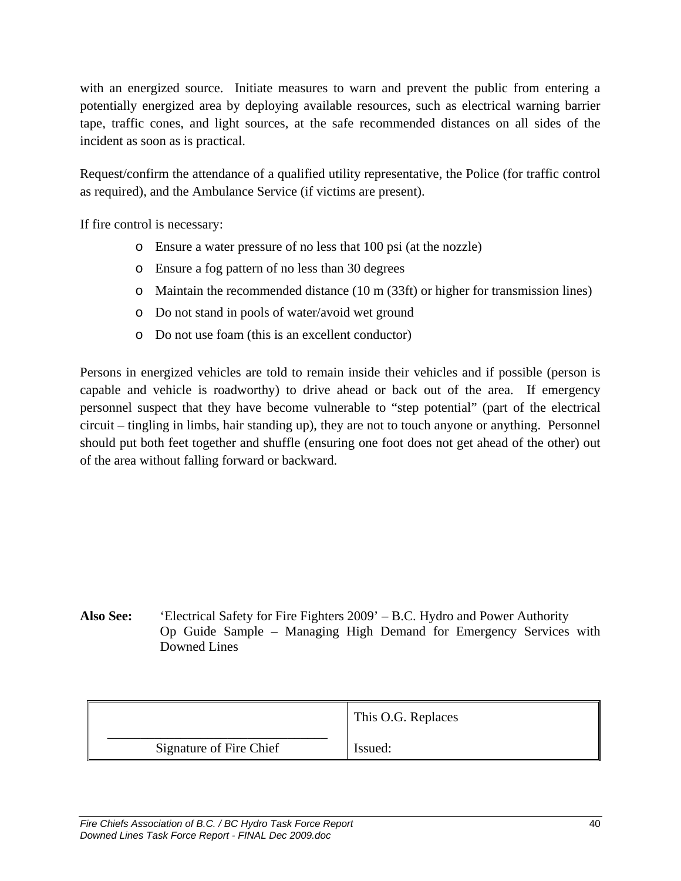with an energized source. Initiate measures to warn and prevent the public from entering a potentially energized area by deploying available resources, such as electrical warning barrier tape, traffic cones, and light sources, at the safe recommended distances on all sides of the incident as soon as is practical.

Request/confirm the attendance of a qualified utility representative, the Police (for traffic control as required), and the Ambulance Service (if victims are present).

If fire control is necessary:

- Ensure a water pressure of no less that 100 psi (at the nozzle)
- Ensure a fog pattern of no less than 30 degrees
- Maintain the recommended distance (10 m (33ft) or higher for transmission lines)
- Do not stand in pools of water/avoid wet ground
- Do not use foam (this is an excellent conductor)

Persons in energized vehicles are told to remain inside their vehicles and if possible (person is capable and vehicle is roadworthy) to drive ahead or back out of the area. If emergency personnel suspect that they have become vulnerable to "step potential" (part of the electrical circuit – tingling in limbs, hair standing up), they are not to touch anyone or anything. Personnel should put both feet together and shuffle (ensuring one foot does not get ahead of the other) out of the area without falling forward or backward.

**Also See:** 'Electrical Safety for Fire Fighters 2009' – B.C. Hydro and Power Authority
Op Guide Sample – Managing High Demand for Emergency Services with Downed Lines

| | |
|---|---|
| | This O.G. Replaces |
| ______________________________ Signature of Fire Chief | Issued: |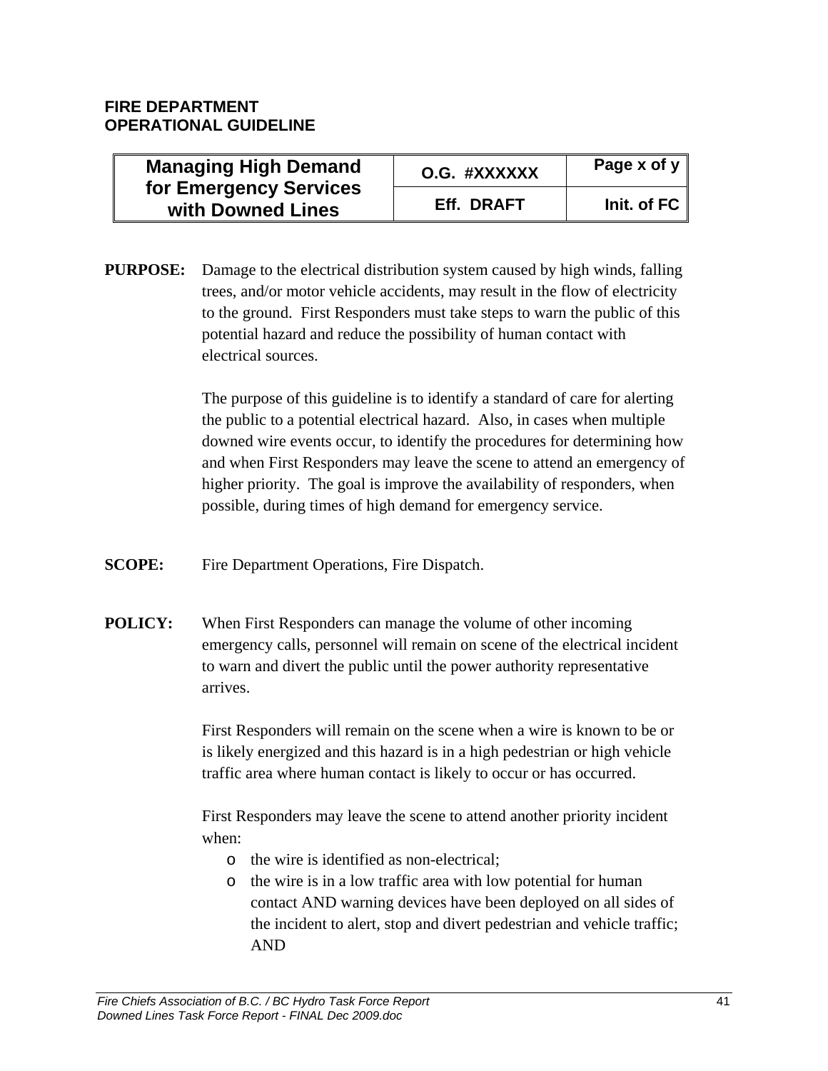**FIRE DEPARTMENT**
**OPERATIONAL GUIDELINE**

| Managing High Demand for Emergency Services with Downed Lines | O.G. #XXXXXX | Page x of y |
|---|---|---|
| | Eff. DRAFT | Init. of FC |

**PURPOSE:** Damage to the electrical distribution system caused by high winds, falling trees, and/or motor vehicle accidents, may result in the flow of electricity to the ground. First Responders must take steps to warn the public of this potential hazard and reduce the possibility of human contact with electrical sources.

The purpose of this guideline is to identify a standard of care for alerting the public to a potential electrical hazard. Also, in cases when multiple downed wire events occur, to identify the procedures for determining how and when First Responders may leave the scene to attend an emergency of higher priority. The goal is improve the availability of responders, when possible, during times of high demand for emergency service.

**SCOPE:** Fire Department Operations, Fire Dispatch.

**POLICY:** When First Responders can manage the volume of other incoming emergency calls, personnel will remain on scene of the electrical incident to warn and divert the public until the power authority representative arrives.

First Responders will remain on the scene when a wire is known to be or is likely energized and this hazard is in a high pedestrian or high vehicle traffic area where human contact is likely to occur or has occurred.

First Responders may leave the scene to attend another priority incident when:

- the wire is identified as non-electrical;
- the wire is in a low traffic area with low potential for human contact AND warning devices have been deployed on all sides of the incident to alert, stop and divert pedestrian and vehicle traffic; AND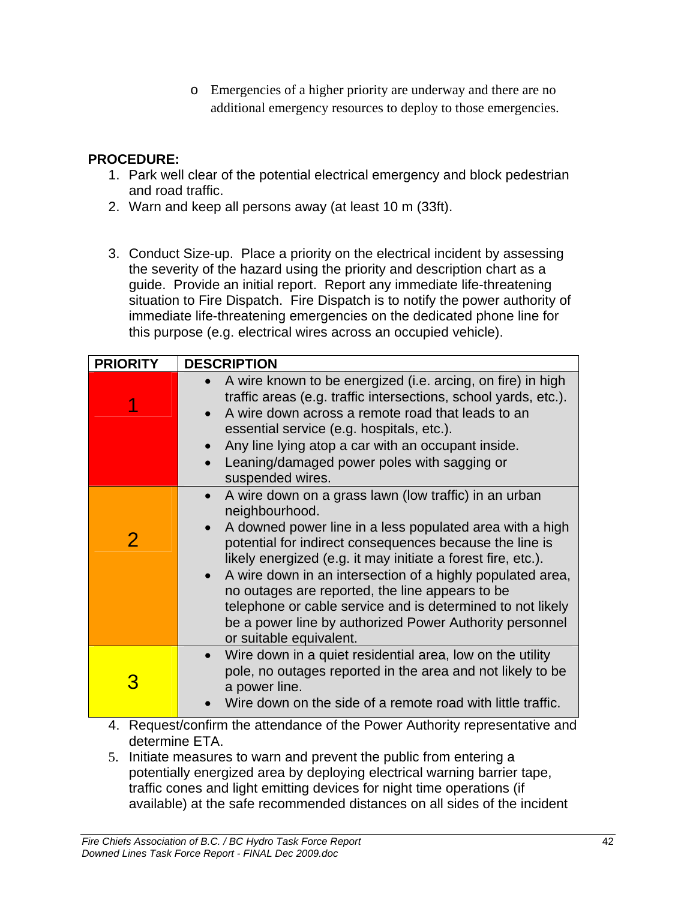- Emergencies of a higher priority are underway and there are no additional emergency resources to deploy to those emergencies.

**PROCEDURE:**

1. Park well clear of the potential electrical emergency and block pedestrian and road traffic.
2. Warn and keep all persons away (at least 10 m (33ft).
3. Conduct Size-up. Place a priority on the electrical incident by assessing the severity of the hazard using the priority and description chart as a guide. Provide an initial report. Report any immediate life-threatening situation to Fire Dispatch. Fire Dispatch is to notify the power authority of immediate life-threatening emergencies on the dedicated phone line for this purpose (e.g. electrical wires across an occupied vehicle).

| PRIORITY | DESCRIPTION |
|---|---|
| 1 | • A wire known to be energized (i.e. arcing, on fire) in high traffic areas (e.g. traffic intersections, school yards, etc.).<br>• A wire down across a remote road that leads to an essential service (e.g. hospitals, etc.).<br>• Any line lying atop a car with an occupant inside.<br>• Leaning/damaged power poles with sagging or suspended wires. |
| 2 | • A wire down on a grass lawn (low traffic) in an urban neighbourhood.<br>• A downed power line in a less populated area with a high potential for indirect consequences because the line is likely energized (e.g. it may initiate a forest fire, etc.).<br>• A wire down in an intersection of a highly populated area, no outages are reported, the line appears to be telephone or cable service and is determined to not likely be a power line by authorized Power Authority personnel or suitable equivalent. |
| 3 | • Wire down in a quiet residential area, low on the utility pole, no outages reported in the area and not likely to be a power line.<br>• Wire down on the side of a remote road with little traffic. |

4. Request/confirm the attendance of the Power Authority representative and determine ETA.
5. Initiate measures to warn and prevent the public from entering a potentially energized area by deploying electrical warning barrier tape, traffic cones and light emitting devices for night time operations (if available) at the safe recommended distances on all sides of the incident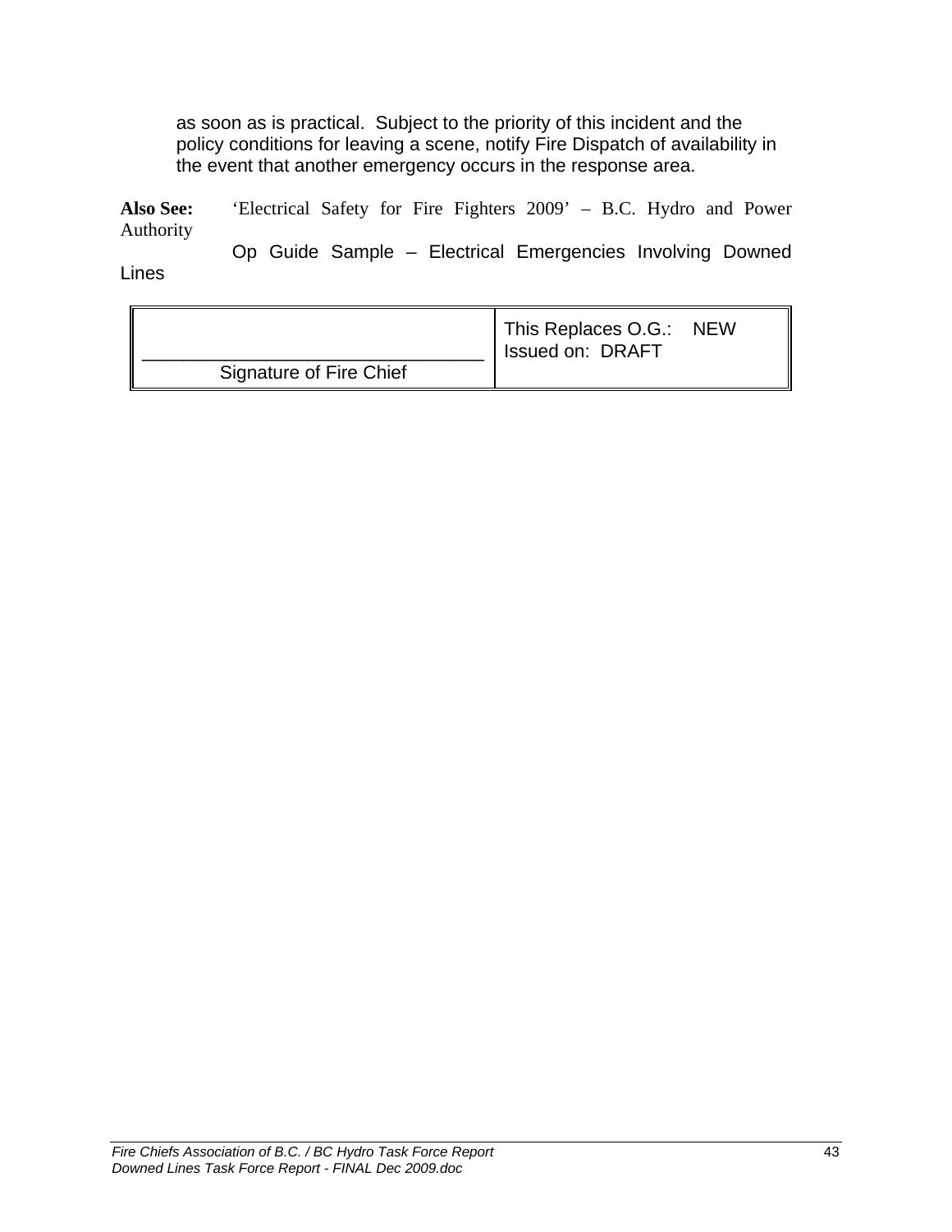as soon as is practical. Subject to the priority of this incident and the policy conditions for leaving a scene, notify Fire Dispatch of availability in the event that another emergency occurs in the response area.

**Also See:** 'Electrical Safety for Fire Fighters 2009' – B.C. Hydro and Power Authority

Op Guide Sample – Electrical Emergencies Involving Downed Lines

| \_\_\_\_\_\_\_\_\_\_\_\_\_\_\_\_\_\_\_\_\_\_\_\_\_\_\_\_\_\_\_\_ Signature of Fire Chief | This Replaces O.G.: NEW Issued on: DRAFT |
|---|---|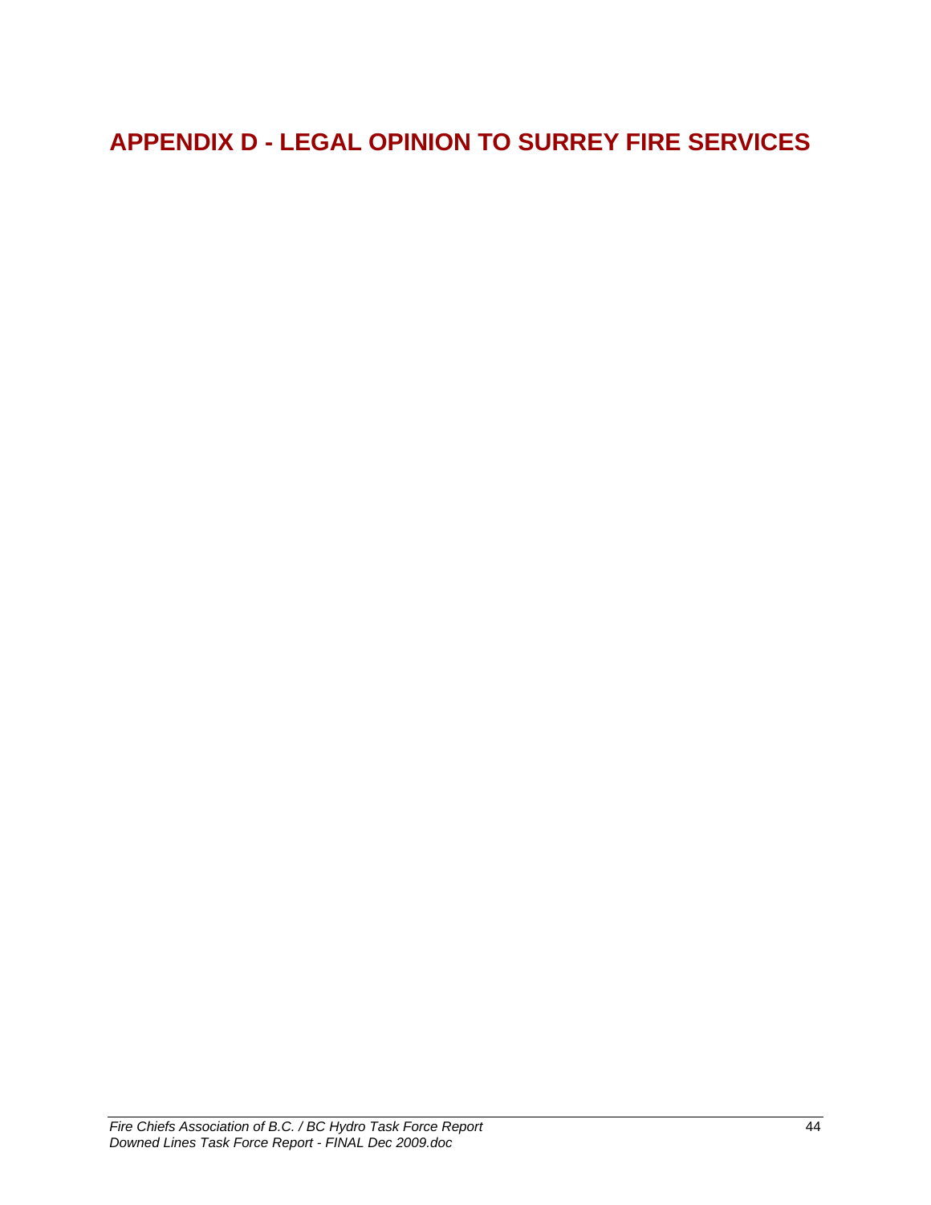# APPENDIX D - LEGAL OPINION TO SURREY FIRE SERVICES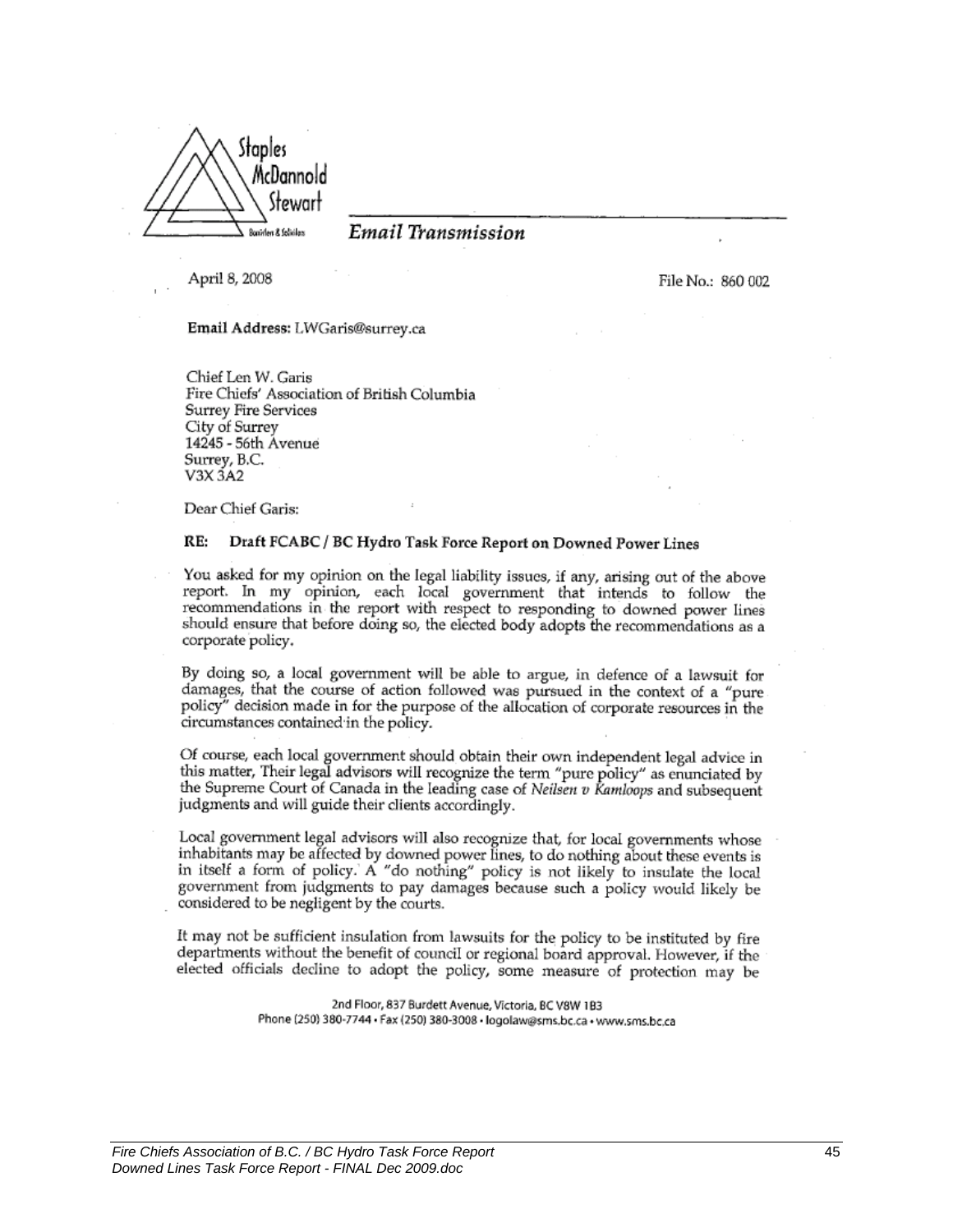Staples McDannold Stewart

Barristers & Solicitors

*Email Transmission*

April 8, 2008

File No.: 860 002

**Email Address:** LWGaris@surrey.ca

Chief Len W. Garis
Fire Chiefs' Association of British Columbia
Surrey Fire Services
City of Surrey
14245 - 56th Avenue
Surrey, B.C.
V3X 3A2

Dear Chief Garis:

**RE: Draft FCABC / BC Hydro Task Force Report on Downed Power Lines**

You asked for my opinion on the legal liability issues, if any, arising out of the above report. In my opinion, each local government that intends to follow the recommendations in the report with respect to responding to downed power lines should ensure that before doing so, the elected body adopts the recommendations as a corporate policy.

By doing so, a local government will be able to argue, in defence of a lawsuit for damages, that the course of action followed was pursued in the context of a "pure policy" decision made in for the purpose of the allocation of corporate resources in the circumstances contained in the policy.

Of course, each local government should obtain their own independent legal advice in this matter, Their legal advisors will recognize the term "pure policy" as enunciated by the Supreme Court of Canada in the leading case of *Neilsen v Kamloops* and subsequent judgments and will guide their clients accordingly.

Local government legal advisors will also recognize that, for local governments whose inhabitants may be affected by downed power lines, to do nothing about these events is in itself a form of policy. A "do nothing" policy is not likely to insulate the local government from judgments to pay damages because such a policy would likely be considered to be negligent by the courts.

It may not be sufficient insulation from lawsuits for the policy to be instituted by fire departments without the benefit of council or regional board approval. However, if the elected officials decline to adopt the policy, some measure of protection may be

2nd Floor, 837 Burdett Avenue, Victoria, BC V8W 1B3
Phone (250) 380-7744 • Fax (250) 380-3008 • logolaw@sms.bc.ca • www.sms.bc.ca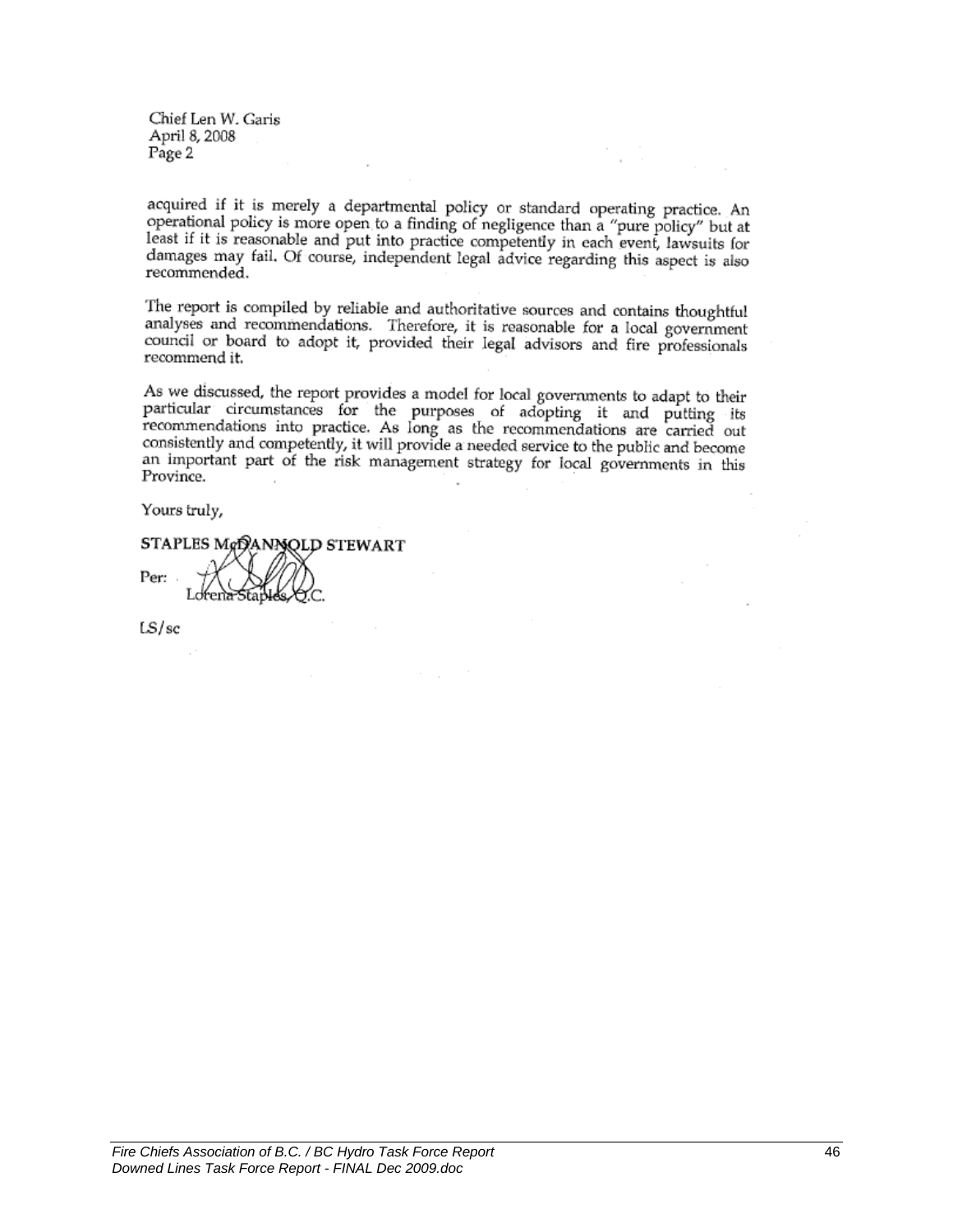Chief Len W. Garis
April 8, 2008
Page 2

acquired if it is merely a departmental policy or standard operating practice. An operational policy is more open to a finding of negligence than a "pure policy" but at least if it is reasonable and put into practice competently in each event, lawsuits for damages may fail. Of course, independent legal advice regarding this aspect is also recommended.

The report is compiled by reliable and authoritative sources and contains thoughtful analyses and recommendations. Therefore, it is reasonable for a local government council or board to adopt it, provided their legal advisors and fire professionals recommend it.

As we discussed, the report provides a model for local governments to adapt to their particular circumstances for the purposes of adopting it and putting its recommendations into practice. As long as the recommendations are carried out consistently and competently, it will provide a needed service to the public and become an important part of the risk management strategy for local governments in this Province.

Yours truly,

STAPLES McDANNOLD STEWART

Per: Lorena Staples, Q.C.

LS/sc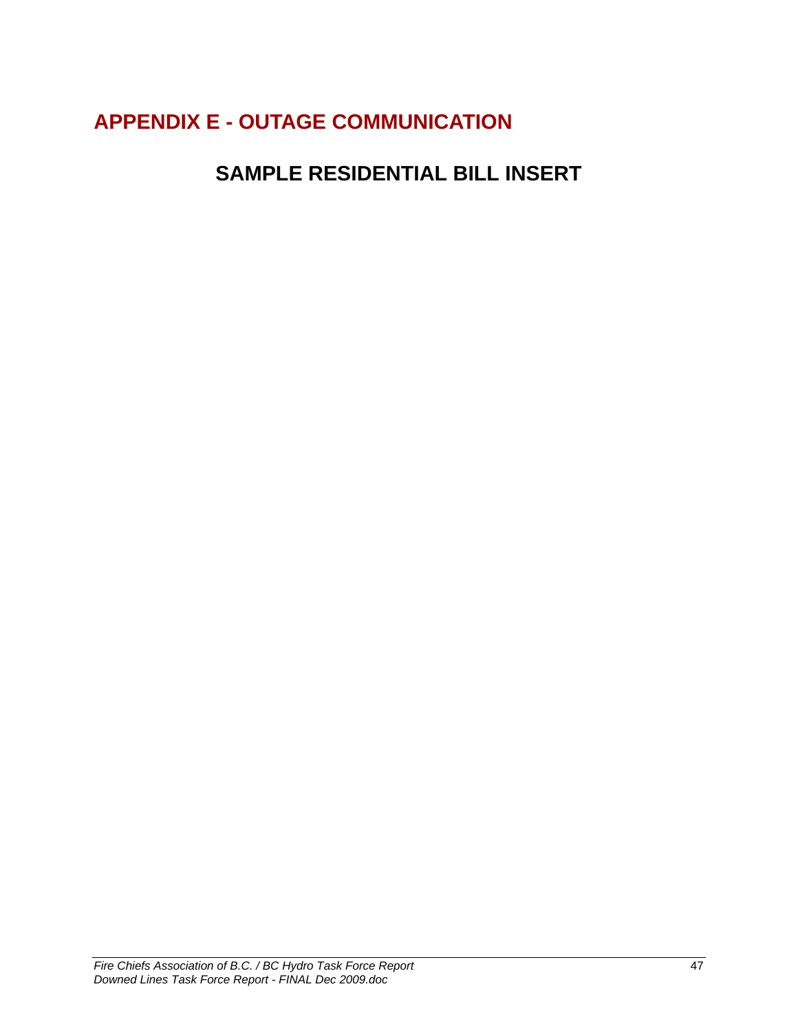# APPENDIX E - OUTAGE COMMUNICATION

## SAMPLE RESIDENTIAL BILL INSERT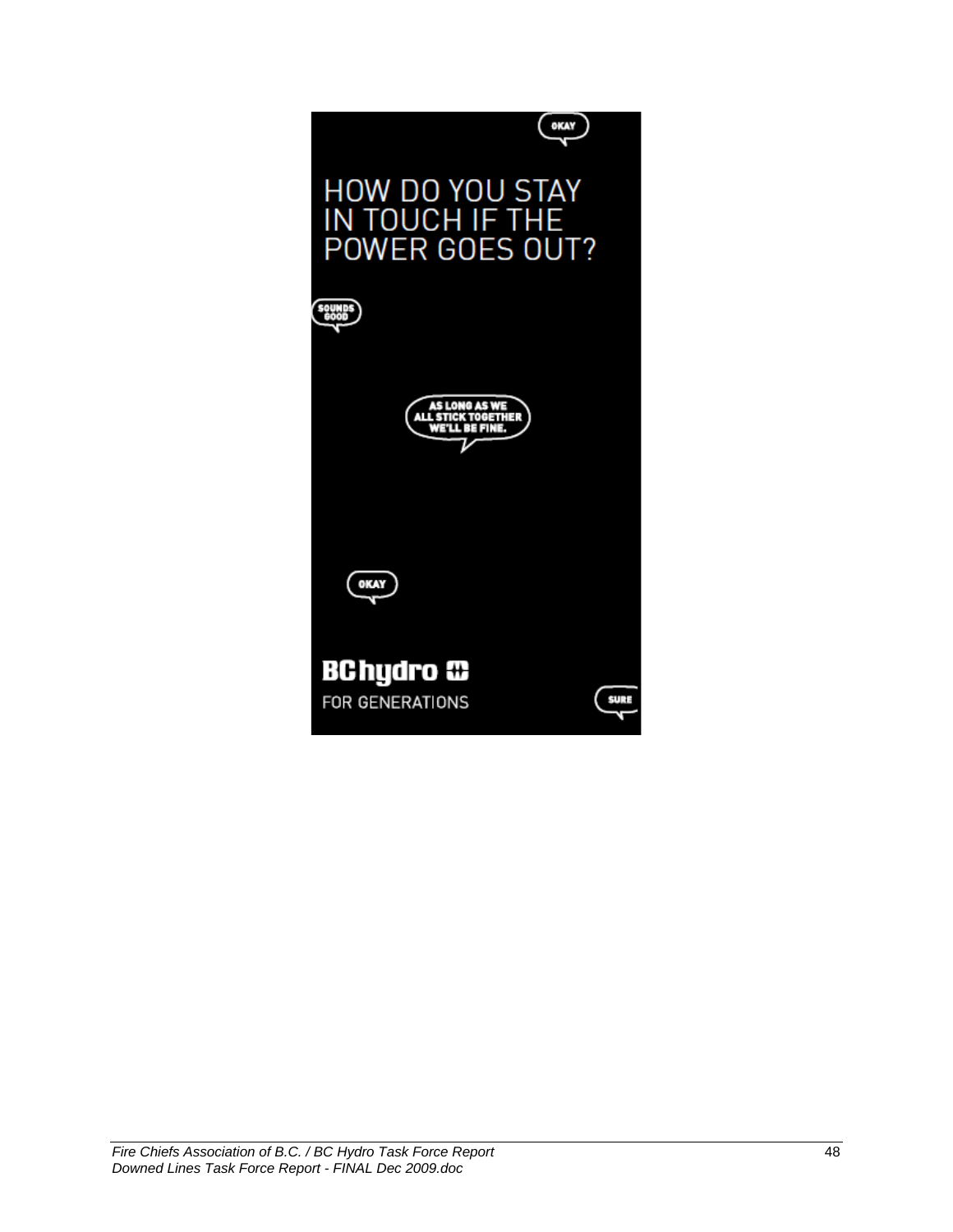OKAY

HOW DO YOU STAY IN TOUCH IF THE POWER GOES OUT?

SOUNDS GOOD

AS LONG AS WE ALL STICK TOGETHER WE'LL BE FINE.

OKAY

**BC hydro**

FOR GENERATIONS

SURE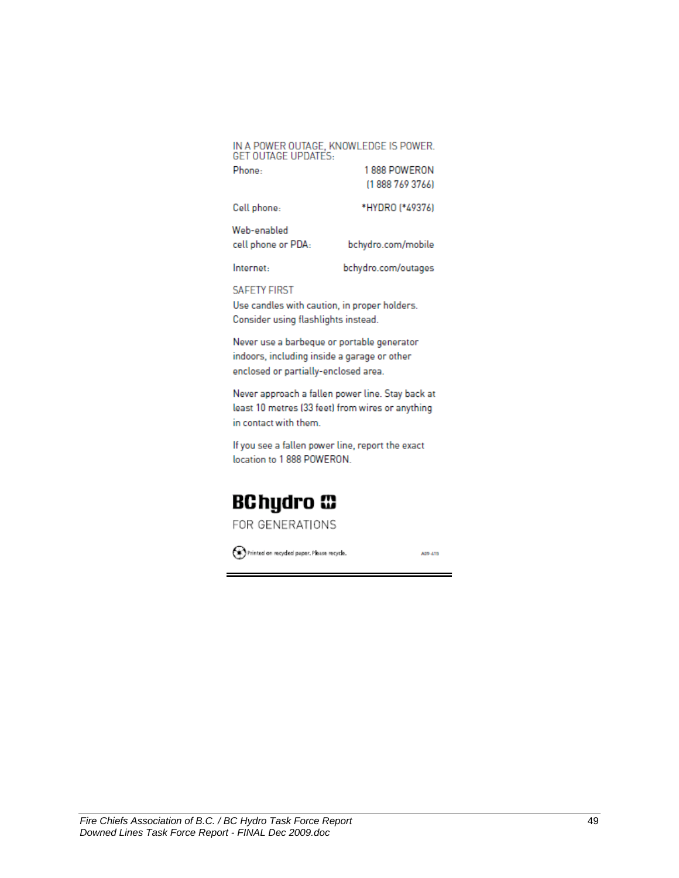IN A POWER OUTAGE, KNOWLEDGE IS POWER.
GET OUTAGE UPDATES:

| | |
|---|---|
| Phone: | 1 888 POWERON (1 888 769 3766) |
| Cell phone: | *HYDRO (*49376) |
| Web-enabled cell phone or PDA: | bchydro.com/mobile |
| Internet: | bchydro.com/outages |

SAFETY FIRST

Use candles with caution, in proper holders. Consider using flashlights instead.

Never use a barbeque or portable generator indoors, including inside a garage or other enclosed or partially-enclosed area.

Never approach a fallen power line. Stay back at least 10 metres (33 feet) from wires or anything in contact with them.

If you see a fallen power line, report the exact location to 1 888 POWERON.

**BC hydro**

FOR GENERATIONS

Printed on recycled paper. Please recycle.

A09-415